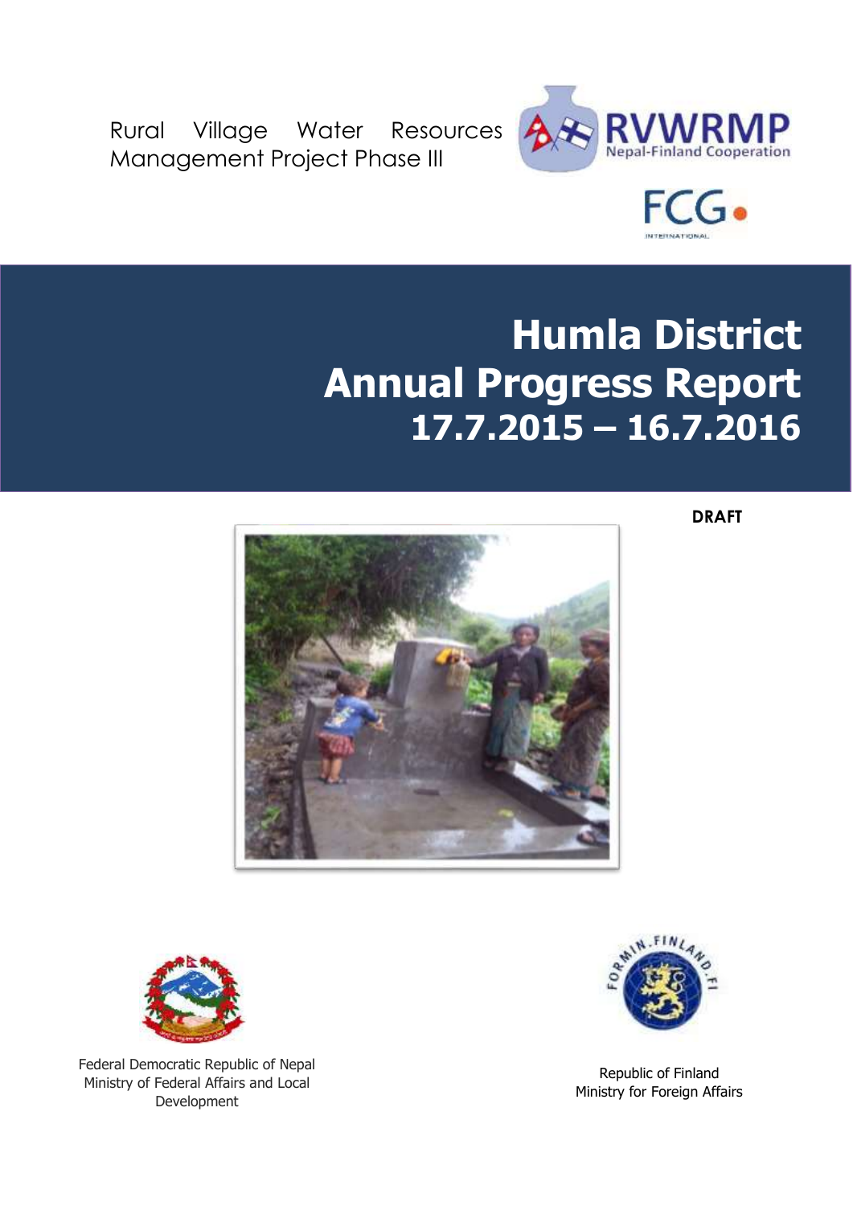Rural Village Water Resources Management Project Phase III

RVWRMP
Nepal-Finland Cooperation

FCG
INTERNATIONAL

# Humla District Annual Progress Report 17.7.2015 – 16.7.2016

**DRAFT**

Federal Democratic Republic of Nepal
Ministry of Federal Affairs and Local Development

Republic of Finland
Ministry for Foreign Affairs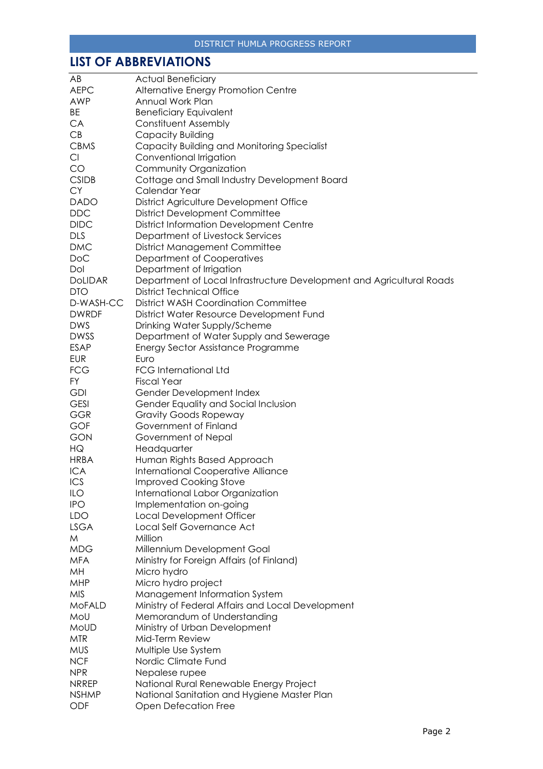## LIST OF ABBREVIATIONS

| | |
|---|---|
| AB | Actual Beneficiary |
| AEPC | Alternative Energy Promotion Centre |
| AWP | Annual Work Plan |
| BE | Beneficiary Equivalent |
| CA | Constituent Assembly |
| CB | Capacity Building |
| CBMS | Capacity Building and Monitoring Specialist |
| CI | Conventional Irrigation |
| CO | Community Organization |
| CSIDB | Cottage and Small Industry Development Board |
| CY | Calendar Year |
| DADO | District Agriculture Development Office |
| DDC | District Development Committee |
| DIDC | District Information Development Centre |
| DLS | Department of Livestock Services |
| DMC | District Management Committee |
| DoC | Department of Cooperatives |
| DoI | Department of Irrigation |
| DoLIDAR | Department of Local Infrastructure Development and Agricultural Roads |
| DTO | District Technical Office |
| D-WASH-CC | District WASH Coordination Committee |
| DWRDF | District Water Resource Development Fund |
| DWS | Drinking Water Supply/Scheme |
| DWSS | Department of Water Supply and Sewerage |
| ESAP | Energy Sector Assistance Programme |
| EUR | Euro |
| FCG | FCG International Ltd |
| FY | Fiscal Year |
| GDI | Gender Development Index |
| GESI | Gender Equality and Social Inclusion |
| GGR | Gravity Goods Ropeway |
| GOF | Government of Finland |
| GON | Government of Nepal |
| HQ | Headquarter |
| HRBA | Human Rights Based Approach |
| ICA | International Cooperative Alliance |
| ICS | Improved Cooking Stove |
| ILO | International Labor Organization |
| IPO | Implementation on-going |
| LDO | Local Development Officer |
| LSGA | Local Self Governance Act |
| M | Million |
| MDG | Millennium Development Goal |
| MFA | Ministry for Foreign Affairs (of Finland) |
| MH | Micro hydro |
| MHP | Micro hydro project |
| MIS | Management Information System |
| MoFALD | Ministry of Federal Affairs and Local Development |
| MoU | Memorandum of Understanding |
| MoUD | Ministry of Urban Development |
| MTR | Mid-Term Review |
| MUS | Multiple Use System |
| NCF | Nordic Climate Fund |
| NPR | Nepalese rupee |
| NRREP | National Rural Renewable Energy Project |
| NSHMP | National Sanitation and Hygiene Master Plan |
| ODF | Open Defecation Free |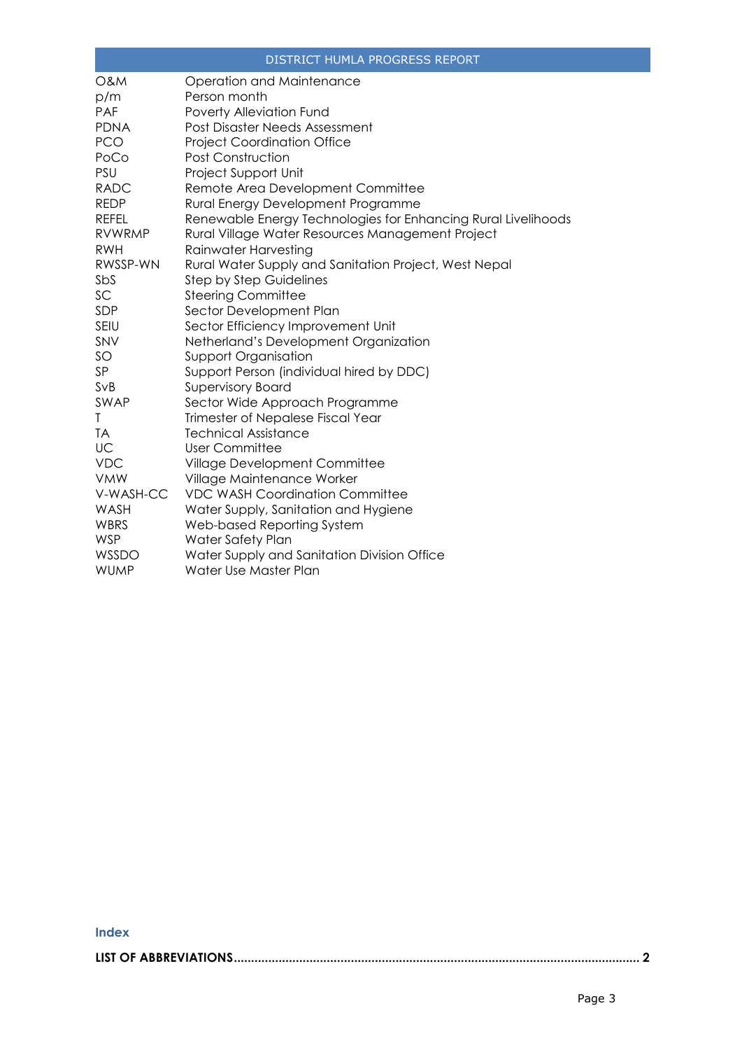| | |
|---|---|
| O&M | Operation and Maintenance |
| p/m | Person month |
| PAF | Poverty Alleviation Fund |
| PDNA | Post Disaster Needs Assessment |
| PCO | Project Coordination Office |
| PoCo | Post Construction |
| PSU | Project Support Unit |
| RADC | Remote Area Development Committee |
| REDP | Rural Energy Development Programme |
| REFEL | Renewable Energy Technologies for Enhancing Rural Livelihoods |
| RVWRMP | Rural Village Water Resources Management Project |
| RWH | Rainwater Harvesting |
| RWSSP-WN | Rural Water Supply and Sanitation Project, West Nepal |
| SbS | Step by Step Guidelines |
| SC | Steering Committee |
| SDP | Sector Development Plan |
| SEIU | Sector Efficiency Improvement Unit |
| SNV | Netherland's Development Organization |
| SO | Support Organisation |
| SP | Support Person (individual hired by DDC) |
| SvB | Supervisory Board |
| SWAP | Sector Wide Approach Programme |
| T | Trimester of Nepalese Fiscal Year |
| TA | Technical Assistance |
| UC | User Committee |
| VDC | Village Development Committee |
| VMW | Village Maintenance Worker |
| V-WASH-CC | VDC WASH Coordination Committee |
| WASH | Water Supply, Sanitation and Hygiene |
| WBRS | Web-based Reporting System |
| WSP | Water Safety Plan |
| WSSDO | Water Supply and Sanitation Division Office |
| WUMP | Water Use Master Plan |

## Index

**LIST OF ABBREVIATIONS................................................................................................................ 2**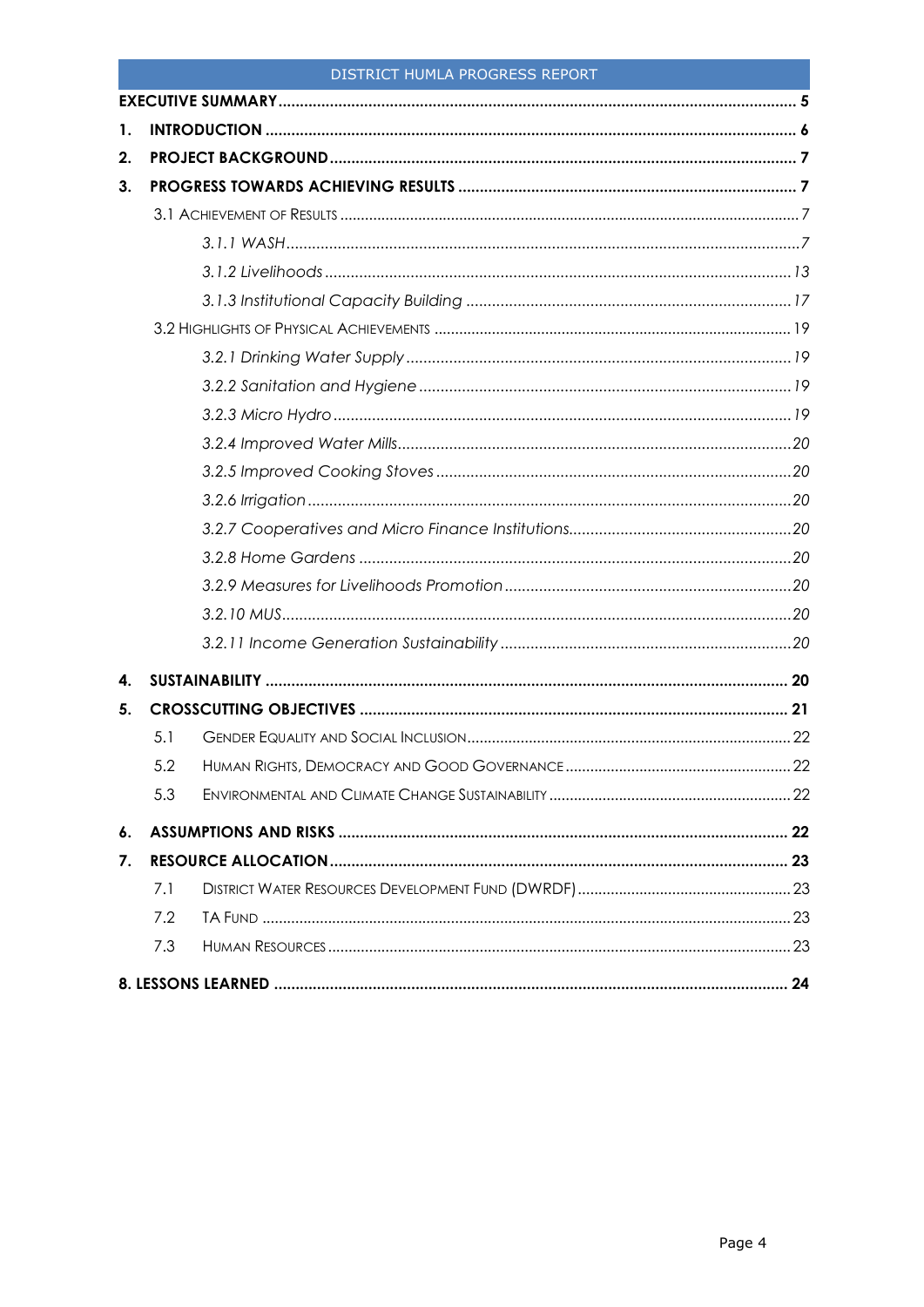- **EXECUTIVE SUMMARY** ........ 5
- **1. INTRODUCTION** ........ 6
- **2. PROJECT BACKGROUND** ........ 7
- **3. PROGRESS TOWARDS ACHIEVING RESULTS** ........ 7
  - 3.1 Achievement of Results ........ 7
    - *3.1.1 WASH* ........ *7*
    - *3.1.2 Livelihoods* ........ *13*
    - *3.1.3 Institutional Capacity Building* ........ *17*
  - 3.2 Highlights of Physical Achievements ........ 19
    - *3.2.1 Drinking Water Supply* ........ *19*
    - *3.2.2 Sanitation and Hygiene* ........ *19*
    - *3.2.3 Micro Hydro* ........ *19*
    - *3.2.4 Improved Water Mills* ........ *20*
    - *3.2.5 Improved Cooking Stoves* ........ *20*
    - *3.2.6 Irrigation* ........ *20*
    - *3.2.7 Cooperatives and Micro Finance Institutions* ........ *20*
    - *3.2.8 Home Gardens* ........ *20*
    - *3.2.9 Measures for Livelihoods Promotion* ........ *20*
    - *3.2.10 MUS* ........ *20*
    - *3.2.11 Income Generation Sustainability* ........ *20*
- **4. SUSTAINABILITY** ........ **20**
- **5. CROSSCUTTING OBJECTIVES** ........ **21**
  - 5.1 Gender Equality and Social Inclusion ........ 22
  - 5.2 Human Rights, Democracy and Good Governance ........ 22
  - 5.3 Environmental and Climate Change Sustainability ........ 22
- **6. ASSUMPTIONS AND RISKS** ........ **22**
- **7. RESOURCE ALLOCATION** ........ **23**
  - 7.1 District Water Resources Development Fund (DWRDF) ........ 23
  - 7.2 TA Fund ........ 23
  - 7.3 Human Resources ........ 23
- **8. LESSONS LEARNED** ........ **24**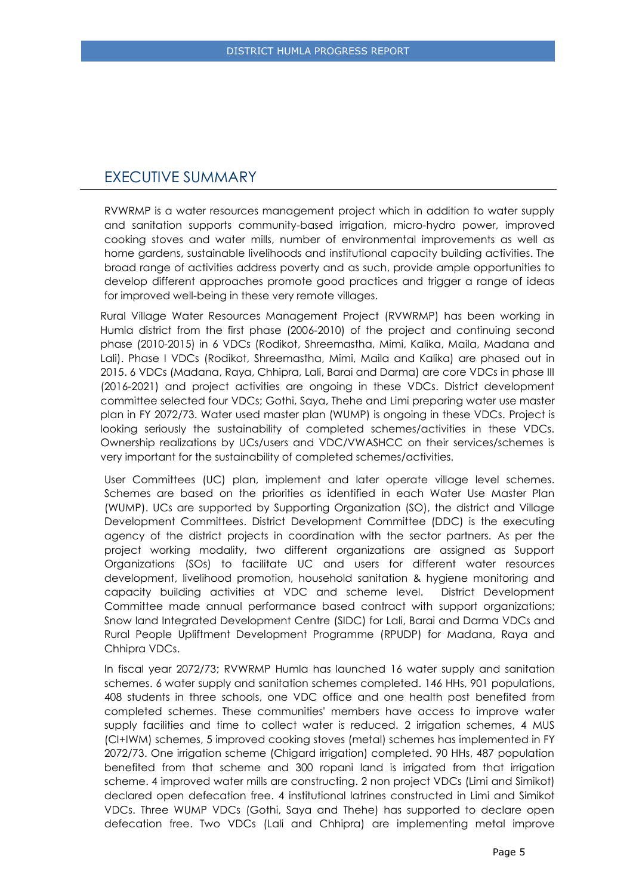# EXECUTIVE SUMMARY

RVWRMP is a water resources management project which in addition to water supply and sanitation supports community-based irrigation, micro-hydro power, improved cooking stoves and water mills, number of environmental improvements as well as home gardens, sustainable livelihoods and institutional capacity building activities. The broad range of activities address poverty and as such, provide ample opportunities to develop different approaches promote good practices and trigger a range of ideas for improved well-being in these very remote villages.

Rural Village Water Resources Management Project (RVWRMP) has been working in Humla district from the first phase (2006-2010) of the project and continuing second phase (2010-2015) in 6 VDCs (Rodikot, Shreemastha, Mimi, Kalika, Maila, Madana and Lali). Phase I VDCs (Rodikot, Shreemastha, Mimi, Maila and Kalika) are phased out in 2015. 6 VDCs (Madana, Raya, Chhipra, Lali, Barai and Darma) are core VDCs in phase III (2016-2021) and project activities are ongoing in these VDCs. District development committee selected four VDCs; Gothi, Saya, Thehe and Limi preparing water use master plan in FY 2072/73. Water used master plan (WUMP) is ongoing in these VDCs. Project is looking seriously the sustainability of completed schemes/activities in these VDCs. Ownership realizations by UCs/users and VDC/VWASHCC on their services/schemes is very important for the sustainability of completed schemes/activities.

User Committees (UC) plan, implement and later operate village level schemes. Schemes are based on the priorities as identified in each Water Use Master Plan (WUMP). UCs are supported by Supporting Organization (SO), the district and Village Development Committees. District Development Committee (DDC) is the executing agency of the district projects in coordination with the sector partners. As per the project working modality, two different organizations are assigned as Support Organizations (SOs) to facilitate UC and users for different water resources development, livelihood promotion, household sanitation & hygiene monitoring and capacity building activities at VDC and scheme level. District Development Committee made annual performance based contract with support organizations; Snow land Integrated Development Centre (SIDC) for Lali, Barai and Darma VDCs and Rural People Upliftment Development Programme (RPUDP) for Madana, Raya and Chhipra VDCs.

In fiscal year 2072/73; RVWRMP Humla has launched 16 water supply and sanitation schemes. 6 water supply and sanitation schemes completed. 146 HHs, 901 populations, 408 students in three schools, one VDC office and one health post benefited from completed schemes. These communities' members have access to improve water supply facilities and time to collect water is reduced. 2 irrigation schemes, 4 MUS (CI+IWM) schemes, 5 improved cooking stoves (metal) schemes has implemented in FY 2072/73. One irrigation scheme (Chigard irrigation) completed. 90 HHs, 487 population benefited from that scheme and 300 ropani land is irrigated from that irrigation scheme. 4 improved water mills are constructing. 2 non project VDCs (Limi and Simikot) declared open defecation free. 4 institutional latrines constructed in Limi and Simikot VDCs. Three WUMP VDCs (Gothi, Saya and Thehe) has supported to declare open defecation free. Two VDCs (Lali and Chhipra) are implementing metal improve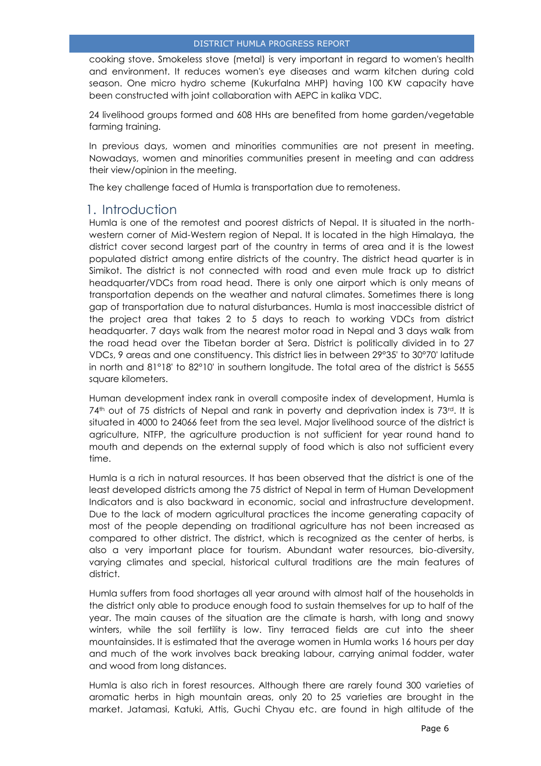cooking stove. Smokeless stove (metal) is very important in regard to women's health and environment. It reduces women's eye diseases and warm kitchen during cold season. One micro hydro scheme (Kukurfalna MHP) having 100 KW capacity have been constructed with joint collaboration with AEPC in kalika VDC.

24 livelihood groups formed and 608 HHs are benefited from home garden/vegetable farming training.

In previous days, women and minorities communities are not present in meeting. Nowadays, women and minorities communities present in meeting and can address their view/opinion in the meeting.

The key challenge faced of Humla is transportation due to remoteness.

# 1. Introduction

Humla is one of the remotest and poorest districts of Nepal. It is situated in the north-western corner of Mid-Western region of Nepal. It is located in the high Himalaya, the district cover second largest part of the country in terms of area and it is the lowest populated district among entire districts of the country. The district head quarter is in Simikot. The district is not connected with road and even mule track up to district headquarter/VDCs from road head. There is only one airport which is only means of transportation depends on the weather and natural climates. Sometimes there is long gap of transportation due to natural disturbances. Humla is most inaccessible district of the project area that takes 2 to 5 days to reach to working VDCs from district headquarter. 7 days walk from the nearest motor road in Nepal and 3 days walk from the road head over the Tibetan border at Sera. District is politically divided in to 27 VDCs, 9 areas and one constituency. This district lies in between 29°35' to 30°70' latitude in north and 81°18' to 82°10' in southern longitude. The total area of the district is 5655 square kilometers.

Human development index rank in overall composite index of development, Humla is 74th out of 75 districts of Nepal and rank in poverty and deprivation index is 73rd. It is situated in 4000 to 24066 feet from the sea level. Major livelihood source of the district is agriculture, NTFP, the agriculture production is not sufficient for year round hand to mouth and depends on the external supply of food which is also not sufficient every time.

Humla is a rich in natural resources. It has been observed that the district is one of the least developed districts among the 75 district of Nepal in term of Human Development Indicators and is also backward in economic, social and infrastructure development. Due to the lack of modern agricultural practices the income generating capacity of most of the people depending on traditional agriculture has not been increased as compared to other district. The district, which is recognized as the center of herbs, is also a very important place for tourism. Abundant water resources, bio-diversity, varying climates and special, historical cultural traditions are the main features of district.

Humla suffers from food shortages all year around with almost half of the households in the district only able to produce enough food to sustain themselves for up to half of the year. The main causes of the situation are the climate is harsh, with long and snowy winters, while the soil fertility is low. Tiny terraced fields are cut into the sheer mountainsides. It is estimated that the average women in Humla works 16 hours per day and much of the work involves back breaking labour, carrying animal fodder, water and wood from long distances.

Humla is also rich in forest resources. Although there are rarely found 300 varieties of aromatic herbs in high mountain areas, only 20 to 25 varieties are brought in the market. Jatamasi, Katuki, Attis, Guchi Chyau etc. are found in high altitude of the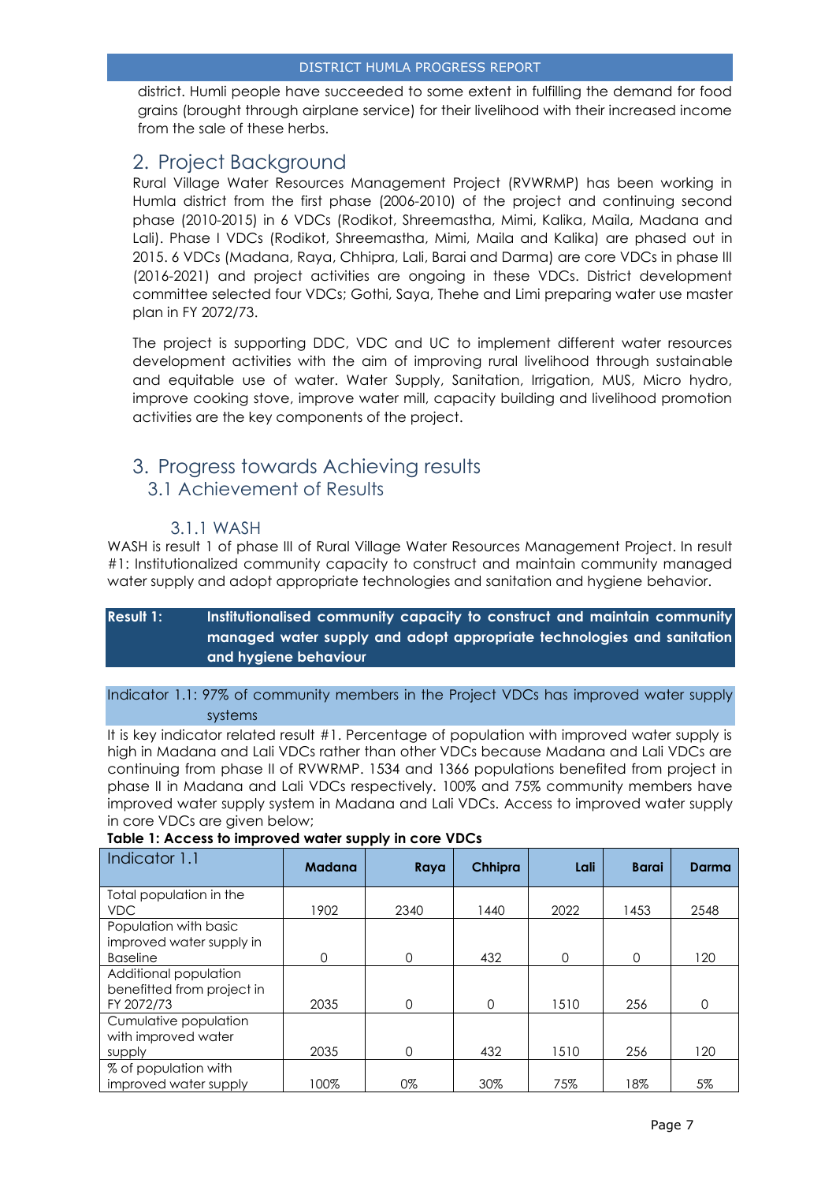district. Humli people have succeeded to some extent in fulfilling the demand for food grains (brought through airplane service) for their livelihood with their increased income from the sale of these herbs.

## 2. Project Background

Rural Village Water Resources Management Project (RVWRMP) has been working in Humla district from the first phase (2006-2010) of the project and continuing second phase (2010-2015) in 6 VDCs (Rodikot, Shreemastha, Mimi, Kalika, Maila, Madana and Lali). Phase I VDCs (Rodikot, Shreemastha, Mimi, Maila and Kalika) are phased out in 2015. 6 VDCs (Madana, Raya, Chhipra, Lali, Barai and Darma) are core VDCs in phase III (2016-2021) and project activities are ongoing in these VDCs. District development committee selected four VDCs; Gothi, Saya, Thehe and Limi preparing water use master plan in FY 2072/73.

The project is supporting DDC, VDC and UC to implement different water resources development activities with the aim of improving rural livelihood through sustainable and equitable use of water. Water Supply, Sanitation, Irrigation, MUS, Micro hydro, improve cooking stove, improve water mill, capacity building and livelihood promotion activities are the key components of the project.

## 3. Progress towards Achieving results

### 3.1 Achievement of Results

#### 3.1.1 WASH

WASH is result 1 of phase III of Rural Village Water Resources Management Project. In result #1: Institutionalized community capacity to construct and maintain community managed water supply and adopt appropriate technologies and sanitation and hygiene behavior.

**Result 1: Institutionalised community capacity to construct and maintain community managed water supply and adopt appropriate technologies and sanitation and hygiene behaviour**

Indicator 1.1: 97% of community members in the Project VDCs has improved water supply systems

It is key indicator related result #1. Percentage of population with improved water supply is high in Madana and Lali VDCs rather than other VDCs because Madana and Lali VDCs are continuing from phase II of RVWRMP. 1534 and 1366 populations benefited from project in phase II in Madana and Lali VDCs respectively. 100% and 75% community members have improved water supply system in Madana and Lali VDCs. Access to improved water supply in core VDCs are given below;

**Table 1: Access to improved water supply in core VDCs**

| Indicator 1.1 | Madana | Raya | Chhipra | Lali | Barai | Darma |
|---|---|---|---|---|---|---|
| Total population in the VDC | 1902 | 2340 | 1440 | 2022 | 1453 | 2548 |
| Population with basic improved water supply in Baseline | 0 | 0 | 432 | 0 | 0 | 120 |
| Additional population benefitted from project in FY 2072/73 | 2035 | 0 | 0 | 1510 | 256 | 0 |
| Cumulative population with improved water supply | 2035 | 0 | 432 | 1510 | 256 | 120 |
| % of population with improved water supply | 100% | 0% | 30% | 75% | 18% | 5% |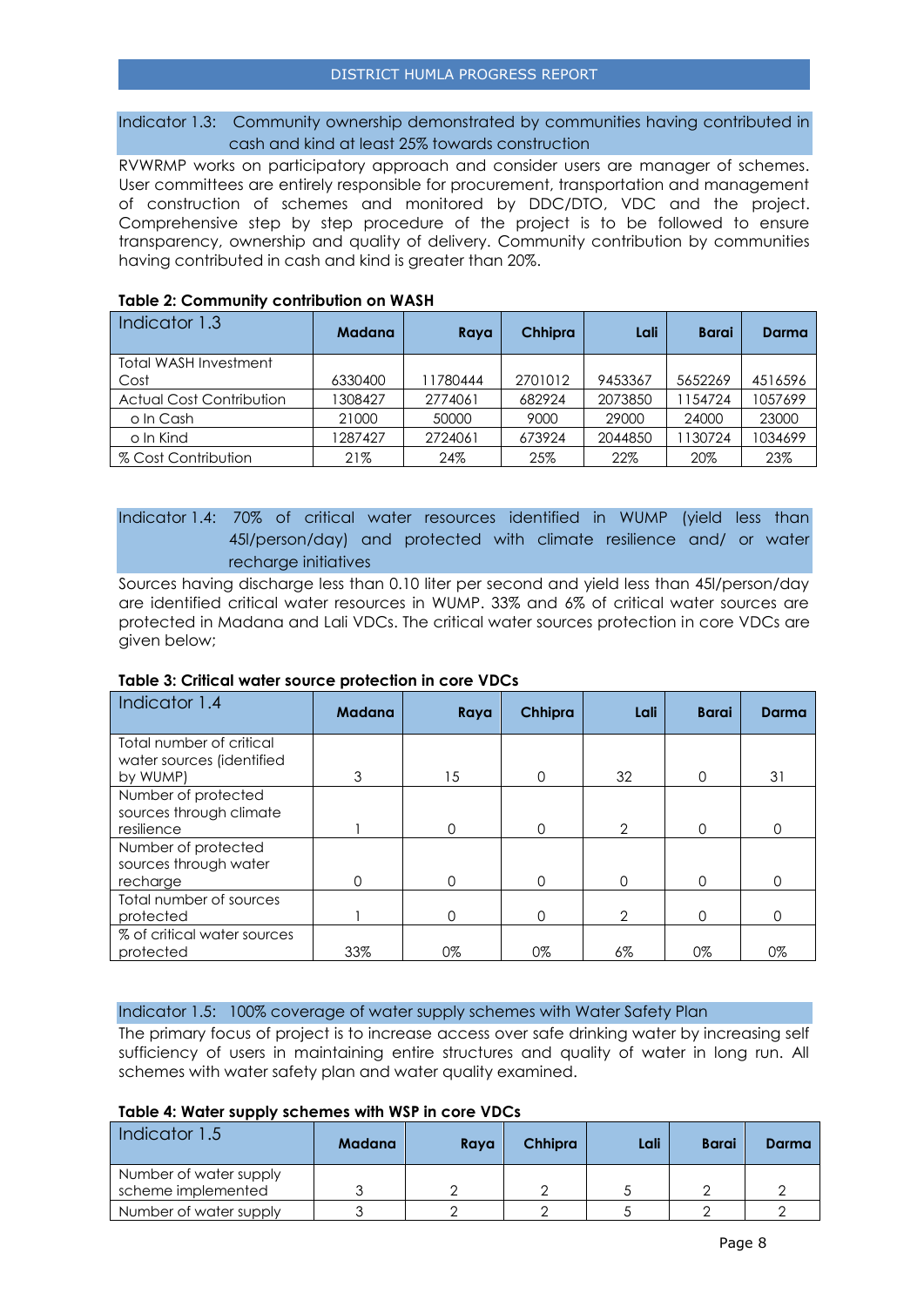### Indicator 1.3: Community ownership demonstrated by communities having contributed in cash and kind at least 25% towards construction

RVWRMP works on participatory approach and consider users are manager of schemes. User committees are entirely responsible for procurement, transportation and management of construction of schemes and monitored by DDC/DTO, VDC and the project. Comprehensive step by step procedure of the project is to be followed to ensure transparency, ownership and quality of delivery. Community contribution by communities having contributed in cash and kind is greater than 20%.

**Table 2: Community contribution on WASH**

| Indicator 1.3 | Madana | Raya | Chhipra | Lali | Barai | Darma |
|---|---|---|---|---|---|---|
| Total WASH Investment Cost | 6330400 | 11780444 | 2701012 | 9453367 | 5652269 | 4516596 |
| Actual Cost Contribution | 1308427 | 2774061 | 682924 | 2073850 | 1154724 | 1057699 |
| o In Cash | 21000 | 50000 | 9000 | 29000 | 24000 | 23000 |
| o In Kind | 1287427 | 2724061 | 673924 | 2044850 | 1130724 | 1034699 |
| % Cost Contribution | 21% | 24% | 25% | 22% | 20% | 23% |

### Indicator 1.4: 70% of critical water resources identified in WUMP (yield less than 45l/person/day) and protected with climate resilience and/ or water recharge initiatives

Sources having discharge less than 0.10 liter per second and yield less than 45l/person/day are identified critical water resources in WUMP. 33% and 6% of critical water sources are protected in Madana and Lali VDCs. The critical water sources protection in core VDCs are given below;

**Table 3: Critical water source protection in core VDCs**

| Indicator 1.4 | Madana | Raya | Chhipra | Lali | Barai | Darma |
|---|---|---|---|---|---|---|
| Total number of critical water sources (identified by WUMP) | 3 | 15 | 0 | 32 | 0 | 31 |
| Number of protected sources through climate resilience | 1 | 0 | 0 | 2 | 0 | 0 |
| Number of protected sources through water recharge | 0 | 0 | 0 | 0 | 0 | 0 |
| Total number of sources protected | 1 | 0 | 0 | 2 | 0 | 0 |
| % of critical water sources protected | 33% | 0% | 0% | 6% | 0% | 0% |

### Indicator 1.5: 100% coverage of water supply schemes with Water Safety Plan

The primary focus of project is to increase access over safe drinking water by increasing self sufficiency of users in maintaining entire structures and quality of water in long run. All schemes with water safety plan and water quality examined.

**Table 4: Water supply schemes with WSP in core VDCs**

| Indicator 1.5 | Madana | Raya | Chhipra | Lali | Barai | Darma |
|---|---|---|---|---|---|---|
| Number of water supply scheme implemented | 3 | 2 | 2 | 5 | 2 | 2 |
| Number of water supply | 3 | 2 | 2 | 5 | 2 | 2 |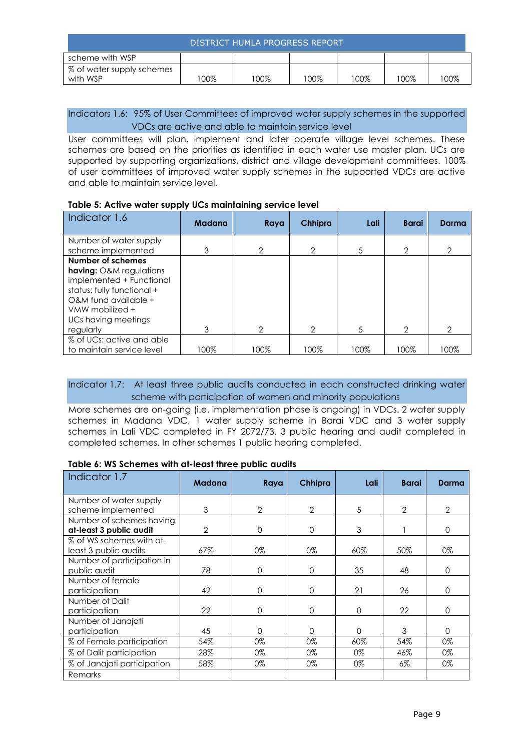| scheme with WSP | | | | | | |
|---|---|---|---|---|---|---|
| % of water supply schemes with WSP | 100% | 100% | 100% | 100% | 100% | 100% |

### Indicators 1.6: 95% of User Committees of improved water supply schemes in the supported VDCs are active and able to maintain service level

User committees will plan, implement and later operate village level schemes. These schemes are based on the priorities as identified in each water use master plan. UCs are supported by supporting organizations, district and village development committees. 100% of user committees of improved water supply schemes in the supported VDCs are active and able to maintain service level.

**Table 5: Active water supply UCs maintaining service level**

| Indicator 1.6 | Madana | Raya | Chhipra | Lali | Barai | Darma |
|---|---|---|---|---|---|---|
| Number of water supply scheme implemented | 3 | 2 | 2 | 5 | 2 | 2 |
| **Number of schemes having:** O&M regulations implemented + Functional status: fully functional + O&M fund available + VMW mobilized + UCs having meetings regularly | 3 | 2 | 2 | 5 | 2 | 2 |
| % of UCs: active and able to maintain service level | 100% | 100% | 100% | 100% | 100% | 100% |

### Indicator 1.7: At least three public audits conducted in each constructed drinking water scheme with participation of women and minority populations

More schemes are on-going (i.e. implementation phase is ongoing) in VDCs. 2 water supply schemes in Madana VDC, 1 water supply scheme in Barai VDC and 3 water supply schemes in Lali VDC completed in FY 2072/73. 3 public hearing and audit completed in completed schemes. In other schemes 1 public hearing completed.

**Table 6: WS Schemes with at-least three public audits**

| Indicator 1.7 | Madana | Raya | Chhipra | Lali | Barai | Darma |
|---|---|---|---|---|---|---|
| Number of water supply scheme implemented | 3 | 2 | 2 | 5 | 2 | 2 |
| Number of schemes having **at-least 3 public audit** | 2 | 0 | 0 | 3 | 1 | 0 |
| % of WS schemes with at-least 3 public audits | 67% | 0% | 0% | 60% | 50% | 0% |
| Number of participation in public audit | 78 | 0 | 0 | 35 | 48 | 0 |
| Number of female participation | 42 | 0 | 0 | 21 | 26 | 0 |
| Number of Dalit participation | 22 | 0 | 0 | 0 | 22 | 0 |
| Number of Janajati participation | 45 | 0 | 0 | 0 | 3 | 0 |
| % of Female participation | 54% | 0% | 0% | 60% | 54% | 0% |
| % of Dalit participation | 28% | 0% | 0% | 0% | 46% | 0% |
| % of Janajati participation | 58% | 0% | 0% | 0% | 6% | 0% |
| Remarks | | | | | | |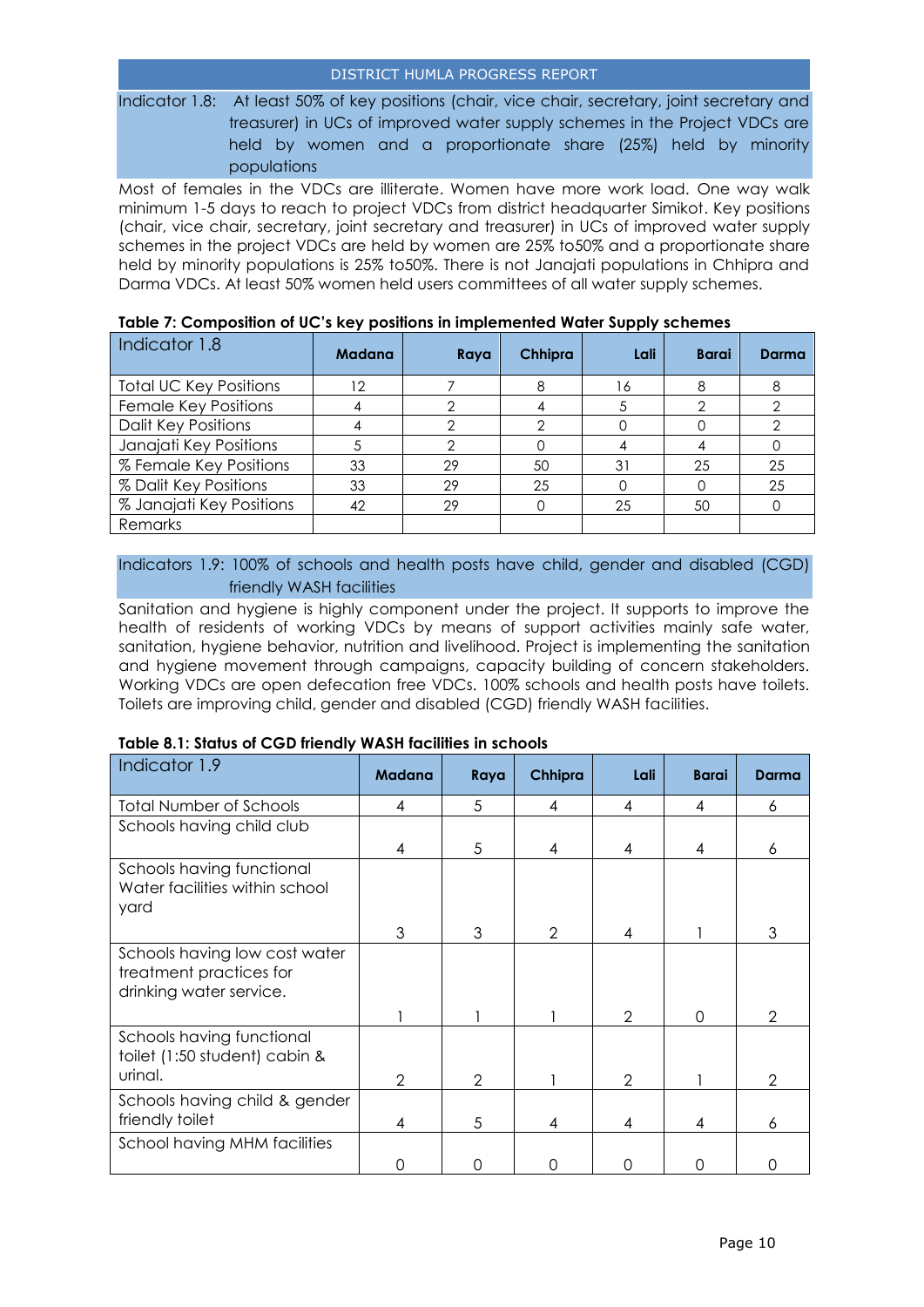Indicator 1.8: At least 50% of key positions (chair, vice chair, secretary, joint secretary and treasurer) in UCs of improved water supply schemes in the Project VDCs are held by women and a proportionate share (25%) held by minority populations

Most of females in the VDCs are illiterate. Women have more work load. One way walk minimum 1-5 days to reach to project VDCs from district headquarter Simikot. Key positions (chair, vice chair, secretary, joint secretary and treasurer) in UCs of improved water supply schemes in the project VDCs are held by women are 25% to50% and a proportionate share held by minority populations is 25% to50%. There is not Janajati populations in Chhipra and Darma VDCs. At least 50% women held users committees of all water supply schemes.

**Table 7: Composition of UC's key positions in implemented Water Supply schemes**

| Indicator 1.8 | Madana | Raya | Chhipra | Lali | Barai | Darma |
|---|---|---|---|---|---|---|
| Total UC Key Positions | 12 | 7 | 8 | 16 | 8 | 8 |
| Female Key Positions | 4 | 2 | 4 | 5 | 2 | 2 |
| Dalit Key Positions | 4 | 2 | 2 | 0 | 0 | 2 |
| Janajati Key Positions | 5 | 2 | 0 | 4 | 4 | 0 |
| % Female Key Positions | 33 | 29 | 50 | 31 | 25 | 25 |
| % Dalit Key Positions | 33 | 29 | 25 | 0 | 0 | 25 |
| % Janajati Key Positions | 42 | 29 | 0 | 25 | 50 | 0 |
| Remarks | | | | | | |

Indicators 1.9: 100% of schools and health posts have child, gender and disabled (CGD) friendly WASH facilities

Sanitation and hygiene is highly component under the project. It supports to improve the health of residents of working VDCs by means of support activities mainly safe water, sanitation, hygiene behavior, nutrition and livelihood. Project is implementing the sanitation and hygiene movement through campaigns, capacity building of concern stakeholders. Working VDCs are open defecation free VDCs. 100% schools and health posts have toilets. Toilets are improving child, gender and disabled (CGD) friendly WASH facilities.

**Table 8.1: Status of CGD friendly WASH facilities in schools**

| Indicator 1.9 | Madana | Raya | Chhipra | Lali | Barai | Darma |
|---|---|---|---|---|---|---|
| Total Number of Schools | 4 | 5 | 4 | 4 | 4 | 6 |
| Schools having child club | 4 | 5 | 4 | 4 | 4 | 6 |
| Schools having functional Water facilities within school yard | 3 | 3 | 2 | 4 | 1 | 3 |
| Schools having low cost water treatment practices for drinking water service. | 1 | 1 | 1 | 2 | 0 | 2 |
| Schools having functional toilet (1:50 student) cabin & urinal. | 2 | 2 | 1 | 2 | 1 | 2 |
| Schools having child & gender friendly toilet | 4 | 5 | 4 | 4 | 4 | 6 |
| School having MHM facilities | 0 | 0 | 0 | 0 | 0 | 0 |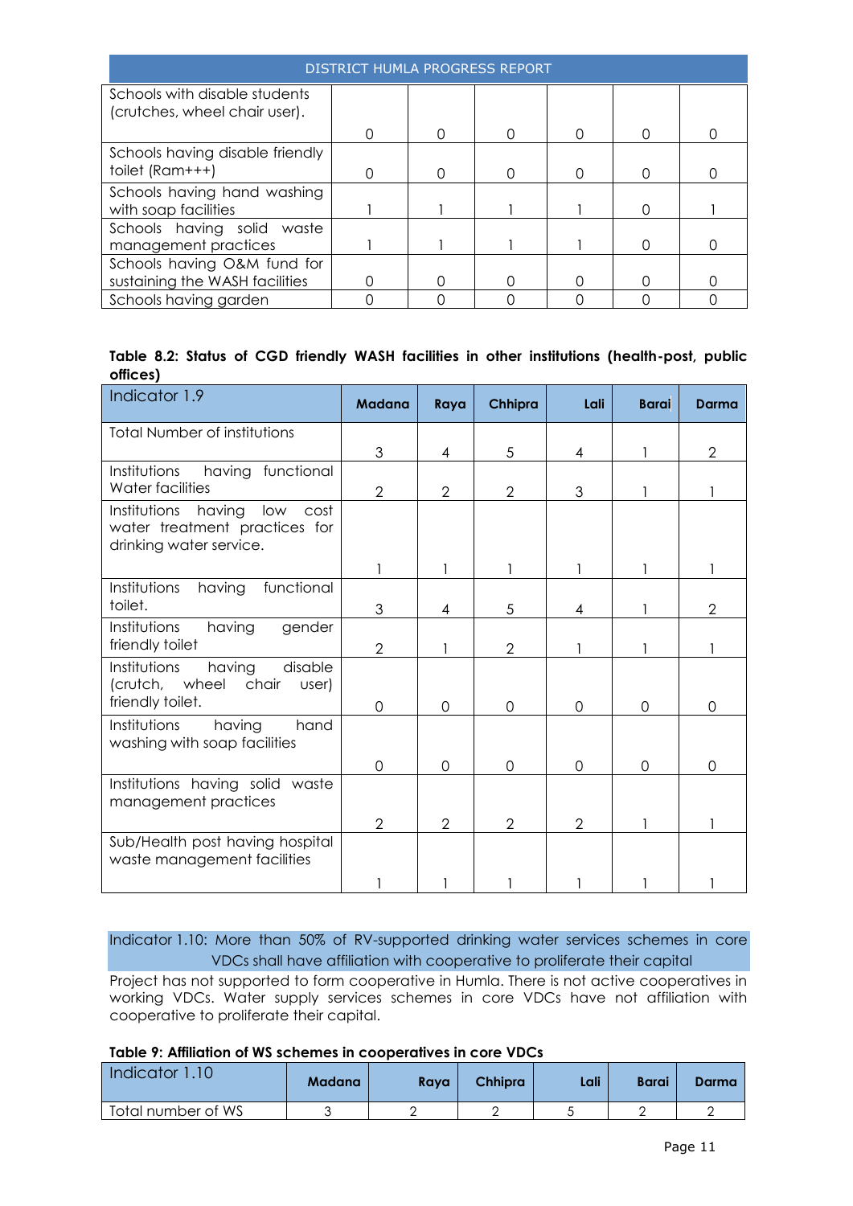| | | | | | | |
|---|---|---|---|---|---|---|
| Schools with disable students (crutches, wheel chair user). | 0 | 0 | 0 | 0 | 0 | 0 |
| Schools having disable friendly toilet (Ram+++) | 0 | 0 | 0 | 0 | 0 | 0 |
| Schools having hand washing with soap facilities | 1 | 1 | 1 | 1 | 0 | 1 |
| Schools having solid waste management practices | 1 | 1 | 1 | 1 | 0 | 0 |
| Schools having O&M fund for sustaining the WASH facilities | 0 | 0 | 0 | 0 | 0 | 0 |
| Schools having garden | 0 | 0 | 0 | 0 | 0 | 0 |

**Table 8.2: Status of CGD friendly WASH facilities in other institutions (health-post, public offices)**

| Indicator 1.9 | Madana | Raya | Chhipra | Lali | Barai | Darma |
|---|---|---|---|---|---|---|
| Total Number of institutions | 3 | 4 | 5 | 4 | 1 | 2 |
| Institutions having functional Water facilities | 2 | 2 | 2 | 3 | 1 | 1 |
| Institutions having low cost water treatment practices for drinking water service. | 1 | 1 | 1 | 1 | 1 | 1 |
| Institutions having functional toilet. | 3 | 4 | 5 | 4 | 1 | 2 |
| Institutions having gender friendly toilet | 2 | 1 | 2 | 1 | 1 | 1 |
| Institutions having disable (crutch, wheel chair user) friendly toilet. | 0 | 0 | 0 | 0 | 0 | 0 |
| Institutions having hand washing with soap facilities | 0 | 0 | 0 | 0 | 0 | 0 |
| Institutions having solid waste management practices | 2 | 2 | 2 | 2 | 1 | 1 |
| Sub/Health post having hospital waste management facilities | 1 | 1 | 1 | 1 | 1 | 1 |

Indicator 1.10: More than 50% of RV-supported drinking water services schemes in core VDCs shall have affiliation with cooperative to proliferate their capital

Project has not supported to form cooperative in Humla. There is not active cooperatives in working VDCs. Water supply services schemes in core VDCs have not affiliation with cooperative to proliferate their capital.

**Table 9: Affiliation of WS schemes in cooperatives in core VDCs**

| Indicator 1.10 | Madana | Raya | Chhipra | Lali | Barai | Darma |
|---|---|---|---|---|---|---|
| Total number of WS | 3 | 2 | 2 | 5 | 2 | 2 |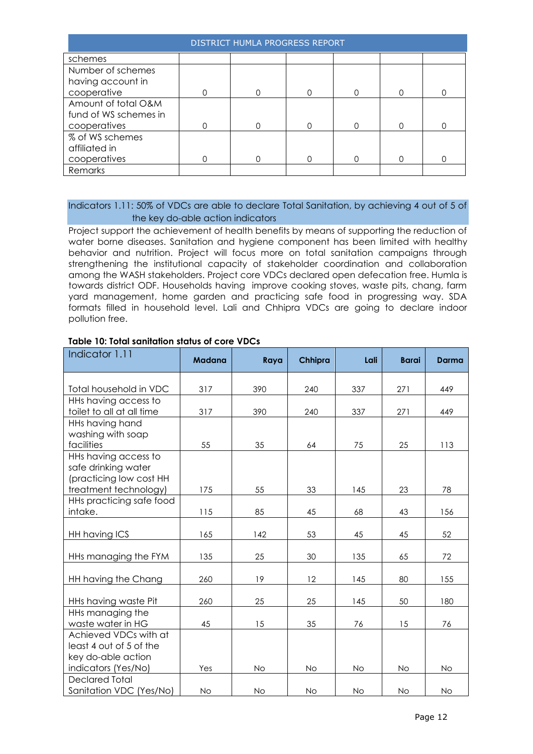| schemes | | | | | | |
|---|---|---|---|---|---|---|
| Number of schemes having account in cooperative | 0 | 0 | 0 | 0 | 0 | 0 |
| Amount of total O&M fund of WS schemes in cooperatives | 0 | 0 | 0 | 0 | 0 | 0 |
| % of WS schemes affiliated in cooperatives | 0 | 0 | 0 | 0 | 0 | 0 |
| Remarks | | | | | | |

### Indicators 1.11: 50% of VDCs are able to declare Total Sanitation, by achieving 4 out of 5 of the key do-able action indicators

Project support the achievement of health benefits by means of supporting the reduction of water borne diseases. Sanitation and hygiene component has been limited with healthy behavior and nutrition. Project will focus more on total sanitation campaigns through strengthening the institutional capacity of stakeholder coordination and collaboration among the WASH stakeholders. Project core VDCs declared open defecation free. Humla is towards district ODF. Households having improve cooking stoves, waste pits, chang, farm yard management, home garden and practicing safe food in progressing way. SDA formats filled in household level. Lali and Chhipra VDCs are going to declare indoor pollution free.

**Table 10: Total sanitation status of core VDCs**

| Indicator 1.11 | Madana | Raya | Chhipra | Lali | Barai | Darma |
|---|---|---|---|---|---|---|
| Total household in VDC | 317 | 390 | 240 | 337 | 271 | 449 |
| HHs having access to toilet to all at all time | 317 | 390 | 240 | 337 | 271 | 449 |
| HHs having hand washing with soap facilities | 55 | 35 | 64 | 75 | 25 | 113 |
| HHs having access to safe drinking water (practicing low cost HH treatment technology) | 175 | 55 | 33 | 145 | 23 | 78 |
| HHs practicing safe food intake. | 115 | 85 | 45 | 68 | 43 | 156 |
| HH having ICS | 165 | 142 | 53 | 45 | 45 | 52 |
| HHs managing the FYM | 135 | 25 | 30 | 135 | 65 | 72 |
| HH having the Chang | 260 | 19 | 12 | 145 | 80 | 155 |
| HHs having waste Pit | 260 | 25 | 25 | 145 | 50 | 180 |
| HHs managing the waste water in HG | 45 | 15 | 35 | 76 | 15 | 76 |
| Achieved VDCs with at least 4 out of 5 of the key do-able action indicators (Yes/No) | Yes | No | No | No | No | No |
| Declared Total Sanitation VDC (Yes/No) | No | No | No | No | No | No |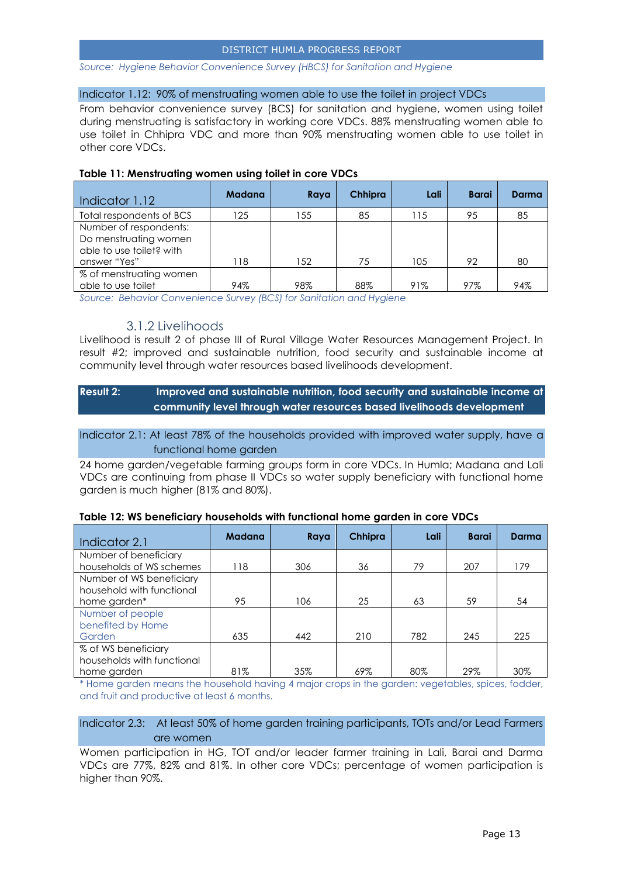*Source: Hygiene Behavior Convenience Survey (HBCS) for Sanitation and Hygiene*

Indicator 1.12: 90% of menstruating women able to use the toilet in project VDCs

From behavior convenience survey (BCS) for sanitation and hygiene, women using toilet during menstruating is satisfactory in working core VDCs. 88% menstruating women able to use toilet in Chhipra VDC and more than 90% menstruating women able to use toilet in other core VDCs.

**Table 11: Menstruating women using toilet in core VDCs**

| Indicator 1.12 | Madana | Raya | Chhipra | Lali | Barai | Darma |
|---|---|---|---|---|---|---|
| Total respondents of BCS | 125 | 155 | 85 | 115 | 95 | 85 |
| Number of respondents: Do menstruating women able to use toilet? with answer "Yes" | 118 | 152 | 75 | 105 | 92 | 80 |
| % of menstruating women able to use toilet | 94% | 98% | 88% | 91% | 97% | 94% |

*Source: Behavior Convenience Survey (BCS) for Sanitation and Hygiene*

### 3.1.2 Livelihoods

Livelihood is result 2 of phase III of Rural Village Water Resources Management Project. In result #2; improved and sustainable nutrition, food security and sustainable income at community level through water resources based livelihoods development.

**Result 2: Improved and sustainable nutrition, food security and sustainable income at community level through water resources based livelihoods development**

Indicator 2.1: At least 78% of the households provided with improved water supply, have a functional home garden

24 home garden/vegetable farming groups form in core VDCs. In Humla; Madana and Lali VDCs are continuing from phase II VDCs so water supply beneficiary with functional home garden is much higher (81% and 80%).

**Table 12: WS beneficiary households with functional home garden in core VDCs**

| Indicator 2.1 | Madana | Raya | Chhipra | Lali | Barai | Darma |
|---|---|---|---|---|---|---|
| Number of beneficiary households of WS schemes | 118 | 306 | 36 | 79 | 207 | 179 |
| Number of WS beneficiary household with functional home garden* | 95 | 106 | 25 | 63 | 59 | 54 |
| Number of people benefited by Home Garden | 635 | 442 | 210 | 782 | 245 | 225 |
| % of WS beneficiary households with functional home garden | 81% | 35% | 69% | 80% | 29% | 30% |

* Home garden means the household having 4 major crops in the garden: vegetables, spices, fodder, and fruit and productive at least 6 months.

Indicator 2.3: At least 50% of home garden training participants, TOTs and/or Lead Farmers are women

Women participation in HG, TOT and/or leader farmer training in Lali, Barai and Darma VDCs are 77%, 82% and 81%. In other core VDCs; percentage of women participation is higher than 90%.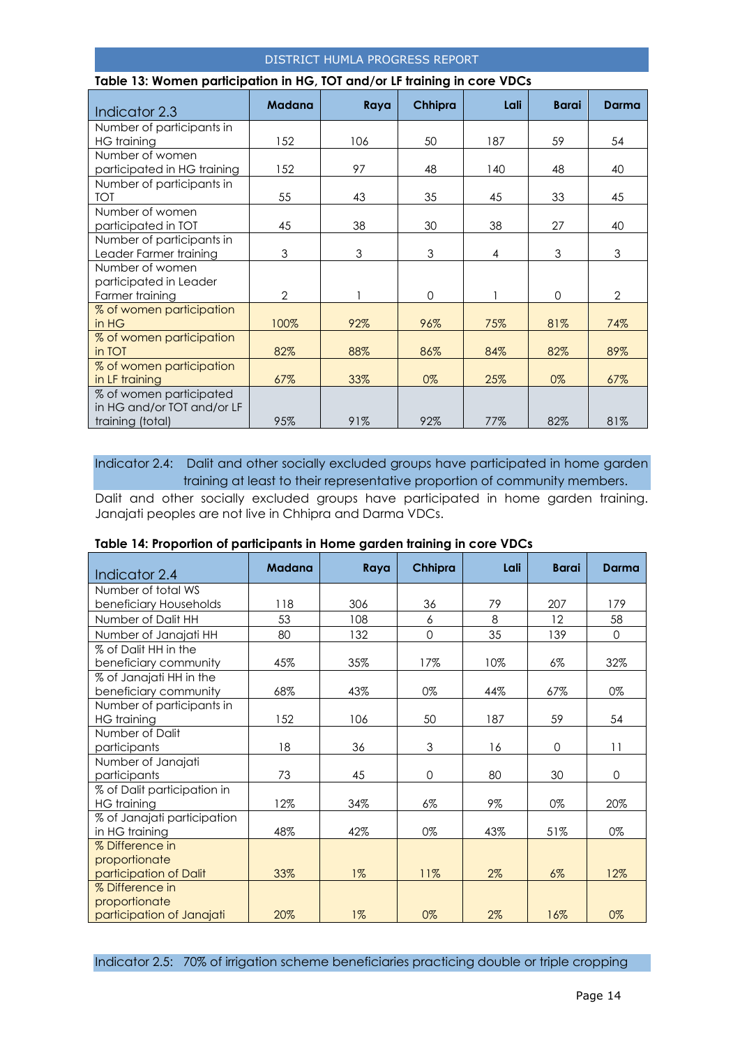**Table 13: Women participation in HG, TOT and/or LF training in core VDCs**

| Indicator 2.3 | Madana | Raya | Chhipra | Lali | Barai | Darma |
|---|---|---|---|---|---|---|
| Number of participants in HG training | 152 | 106 | 50 | 187 | 59 | 54 |
| Number of women participated in HG training | 152 | 97 | 48 | 140 | 48 | 40 |
| Number of participants in TOT | 55 | 43 | 35 | 45 | 33 | 45 |
| Number of women participated in TOT | 45 | 38 | 30 | 38 | 27 | 40 |
| Number of participants in Leader Farmer training | 3 | 3 | 3 | 4 | 3 | 3 |
| Number of women participated in Leader Farmer training | 2 | 1 | 0 | 1 | 0 | 2 |
| % of women participation in HG | 100% | 92% | 96% | 75% | 81% | 74% |
| % of women participation in TOT | 82% | 88% | 86% | 84% | 82% | 89% |
| % of women participation in LF training | 67% | 33% | 0% | 25% | 0% | 67% |
| % of women participated in HG and/or TOT and/or LF training (total) | 95% | 91% | 92% | 77% | 82% | 81% |

Indicator 2.4: Dalit and other socially excluded groups have participated in home garden training at least to their representative proportion of community members.

Dalit and other socially excluded groups have participated in home garden training. Janajati peoples are not live in Chhipra and Darma VDCs.

**Table 14: Proportion of participants in Home garden training in core VDCs**

| Indicator 2.4 | Madana | Raya | Chhipra | Lali | Barai | Darma |
|---|---|---|---|---|---|---|
| Number of total WS beneficiary Households | 118 | 306 | 36 | 79 | 207 | 179 |
| Number of Dalit HH | 53 | 108 | 6 | 8 | 12 | 58 |
| Number of Janajati HH | 80 | 132 | 0 | 35 | 139 | 0 |
| % of Dalit HH in the beneficiary community | 45% | 35% | 17% | 10% | 6% | 32% |
| % of Janajati HH in the beneficiary community | 68% | 43% | 0% | 44% | 67% | 0% |
| Number of participants in HG training | 152 | 106 | 50 | 187 | 59 | 54 |
| Number of Dalit participants | 18 | 36 | 3 | 16 | 0 | 11 |
| Number of Janajati participants | 73 | 45 | 0 | 80 | 30 | 0 |
| % of Dalit participation in HG training | 12% | 34% | 6% | 9% | 0% | 20% |
| % of Janajati participation in HG training | 48% | 42% | 0% | 43% | 51% | 0% |
| % Difference in proportionate participation of Dalit | 33% | 1% | 11% | 2% | 6% | 12% |
| % Difference in proportionate participation of Janajati | 20% | 1% | 0% | 2% | 16% | 0% |

Indicator 2.5: 70% of irrigation scheme beneficiaries practicing double or triple cropping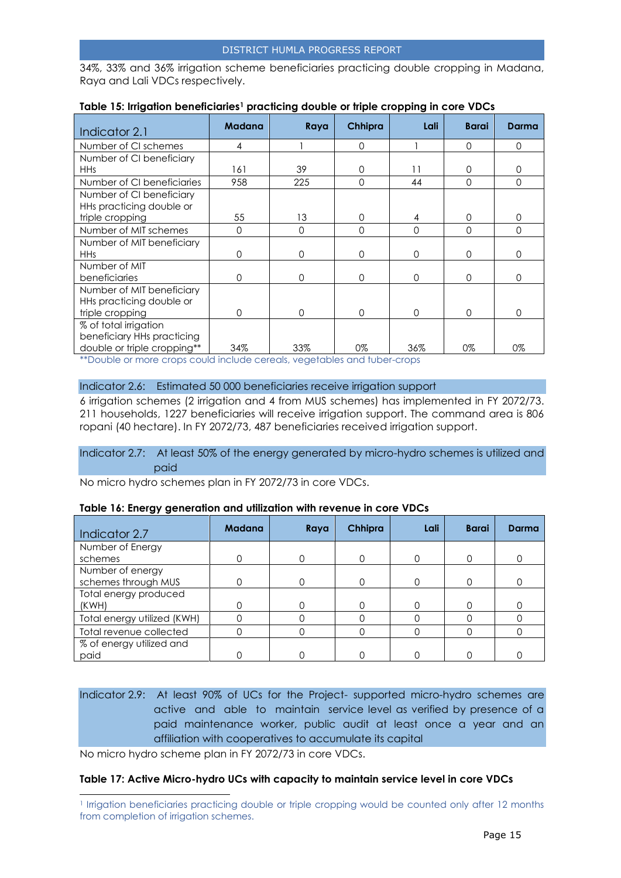34%, 33% and 36% irrigation scheme beneficiaries practicing double cropping in Madana, Raya and Lali VDCs respectively.

**Table 15: Irrigation beneficiaries[1] practicing double or triple cropping in core VDCs**

| Indicator 2.1 | Madana | Raya | Chhipra | Lali | Barai | Darma |
|---|---|---|---|---|---|---|
| Number of CI schemes | 4 | 1 | 0 | 1 | 0 | 0 |
| Number of CI beneficiary HHs | 161 | 39 | 0 | 11 | 0 | 0 |
| Number of CI beneficiaries | 958 | 225 | 0 | 44 | 0 | 0 |
| Number of CI beneficiary HHs practicing double or triple cropping | 55 | 13 | 0 | 4 | 0 | 0 |
| Number of MIT schemes | 0 | 0 | 0 | 0 | 0 | 0 |
| Number of MIT beneficiary HHs | 0 | 0 | 0 | 0 | 0 | 0 |
| Number of MIT beneficiaries | 0 | 0 | 0 | 0 | 0 | 0 |
| Number of MIT beneficiary HHs practicing double or triple cropping | 0 | 0 | 0 | 0 | 0 | 0 |
| % of total irrigation beneficiary HHs practicing double or triple cropping** | 34% | 33% | 0% | 36% | 0% | 0% |

**Double or more crops could include cereals, vegetables and tuber-crops

Indicator 2.6: Estimated 50 000 beneficiaries receive irrigation support

6 irrigation schemes (2 irrigation and 4 from MUS schemes) has implemented in FY 2072/73. 211 households, 1227 beneficiaries will receive irrigation support. The command area is 806 ropani (40 hectare). In FY 2072/73, 487 beneficiaries received irrigation support.

Indicator 2.7: At least 50% of the energy generated by micro-hydro schemes is utilized and paid

No micro hydro schemes plan in FY 2072/73 in core VDCs.

**Table 16: Energy generation and utilization with revenue in core VDCs**

| Indicator 2.7 | Madana | Raya | Chhipra | Lali | Barai | Darma |
|---|---|---|---|---|---|---|
| Number of Energy schemes | 0 | 0 | 0 | 0 | 0 | 0 |
| Number of energy schemes through MUS | 0 | 0 | 0 | 0 | 0 | 0 |
| Total energy produced (KWH) | 0 | 0 | 0 | 0 | 0 | 0 |
| Total energy utilized (KWH) | 0 | 0 | 0 | 0 | 0 | 0 |
| Total revenue collected | 0 | 0 | 0 | 0 | 0 | 0 |
| % of energy utilized and paid | 0 | 0 | 0 | 0 | 0 | 0 |

Indicator 2.9: At least 90% of UCs for the Project- supported micro-hydro schemes are active and able to maintain service level as verified by presence of a paid maintenance worker, public audit at least once a year and an affiliation with cooperatives to accumulate its capital

No micro hydro scheme plan in FY 2072/73 in core VDCs.

**Table 17: Active Micro-hydro UCs with capacity to maintain service level in core VDCs**

[1] Irrigation beneficiaries practicing double or triple cropping would be counted only after 12 months from completion of irrigation schemes.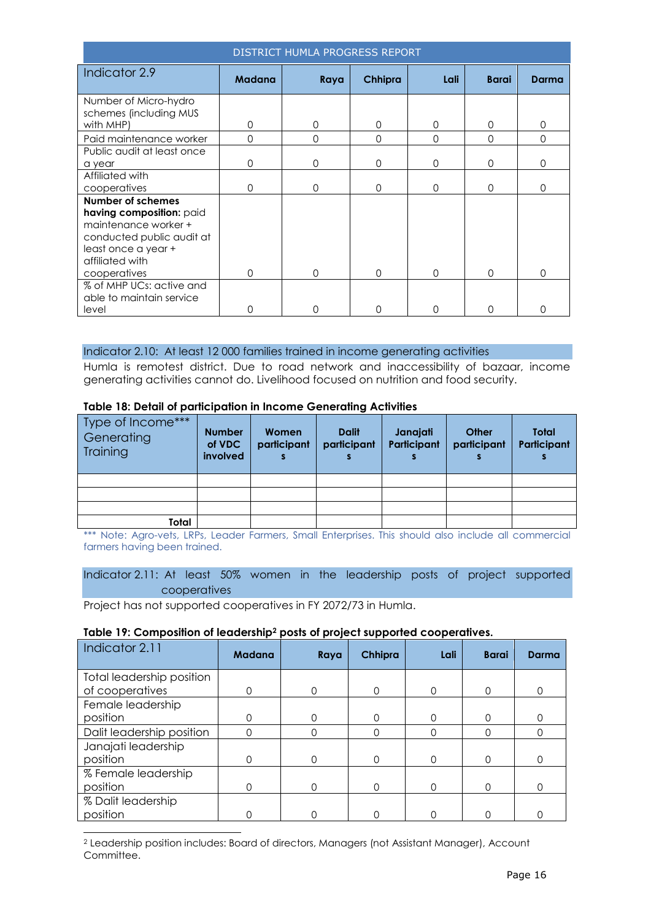| DISTRICT HUMLA PROGRESS REPORT | | | | | | |
|---|---|---|---|---|---|---|
| Indicator 2.9 | **Madana** | **Raya** | **Chhipra** | **Lali** | **Barai** | **Darma** |
| Number of Micro-hydro schemes (including MUS with MHP) | 0 | 0 | 0 | 0 | 0 | 0 |
| Paid maintenance worker | 0 | 0 | 0 | 0 | 0 | 0 |
| Public audit at least once a year | 0 | 0 | 0 | 0 | 0 | 0 |
| Affiliated with cooperatives | 0 | 0 | 0 | 0 | 0 | 0 |
| **Number of schemes having composition:** paid maintenance worker + conducted public audit at least once a year + affiliated with cooperatives | 0 | 0 | 0 | 0 | 0 | 0 |
| % of MHP UCs: active and able to maintain service level | 0 | 0 | 0 | 0 | 0 | 0 |

### Indicator 2.10: At least 12 000 families trained in income generating activities

Humla is remotest district. Due to road network and inaccessibility of bazaar, income generating activities cannot do. Livelihood focused on nutrition and food security.

**Table 18: Detail of participation in Income Generating Activities**

| Type of Income*** Generating Training | **Number of VDC involved** | **Women participants** | **Dalit participants** | **Janajati Participants** | **Other participants** | **Total Participants** |
|---|---|---|---|---|---|---|
| | | | | | | |
| | | | | | | |
| | | | | | | |
| **Total** | | | | | | |

*** Note: Agro-vets, LRPs, Leader Farmers, Small Enterprises. This should also include all commercial farmers having been trained.

### Indicator 2.11: At least 50% women in the leadership posts of project supported cooperatives

Project has not supported cooperatives in FY 2072/73 in Humla.

**Table 19: Composition of leadership[2] posts of project supported cooperatives.**

| Indicator 2.11 | **Madana** | **Raya** | **Chhipra** | **Lali** | **Barai** | **Darma** |
|---|---|---|---|---|---|---|
| Total leadership position of cooperatives | 0 | 0 | 0 | 0 | 0 | 0 |
| Female leadership position | 0 | 0 | 0 | 0 | 0 | 0 |
| Dalit leadership position | 0 | 0 | 0 | 0 | 0 | 0 |
| Janajati leadership position | 0 | 0 | 0 | 0 | 0 | 0 |
| % Female leadership position | 0 | 0 | 0 | 0 | 0 | 0 |
| % Dalit leadership position | 0 | 0 | 0 | 0 | 0 | 0 |

[2] Leadership position includes: Board of directors, Managers (not Assistant Manager), Account Committee.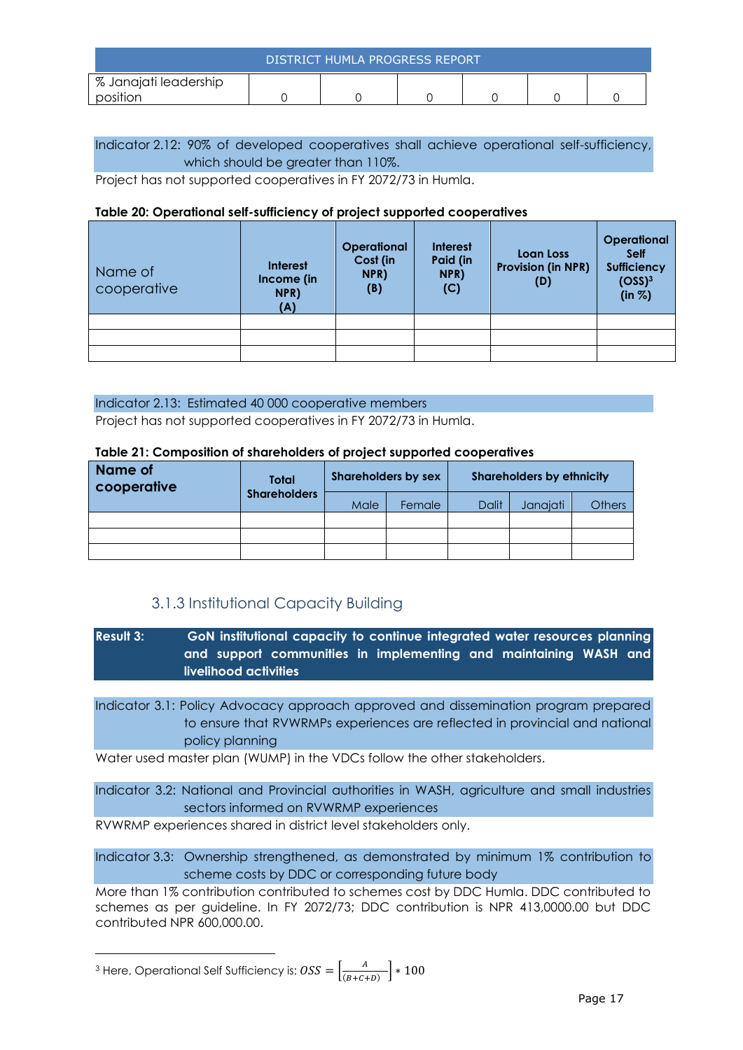| % Janajati leadership position | 0 | 0 | 0 | 0 | 0 | 0 |
|---|---|---|---|---|---|---|

Indicator 2.12: 90% of developed cooperatives shall achieve operational self-sufficiency, which should be greater than 110%.

Project has not supported cooperatives in FY 2072/73 in Humla.

**Table 20: Operational self-sufficiency of project supported cooperatives**

| Name of cooperative | Interest Income (in NPR) (A) | Operational Cost (in NPR) (B) | Interest Paid (in NPR) (C) | Loan Loss Provision (in NPR) (D) | Operational Self Sufficiency (OSS)[3] (in %) |
|---|---|---|---|---|---|
| | | | | | |
| | | | | | |
| | | | | | |

Indicator 2.13: Estimated 40 000 cooperative members

Project has not supported cooperatives in FY 2072/73 in Humla.

**Table 21: Composition of shareholders of project supported cooperatives**

| Name of cooperative | Total Shareholders | Shareholders by sex | | Shareholders by ethnicity | | |
|---|---|---|---|---|---|---|
| | | Male | Female | Dalit | Janajati | Others |
| | | | | | | |
| | | | | | | |
| | | | | | | |

### 3.1.3 Institutional Capacity Building

**Result 3: GoN institutional capacity to continue integrated water resources planning and support communities in implementing and maintaining WASH and livelihood activities**

Indicator 3.1: Policy Advocacy approach approved and dissemination program prepared to ensure that RVWRMPs experiences are reflected in provincial and national policy planning

Water used master plan (WUMP) in the VDCs follow the other stakeholders.

Indicator 3.2: National and Provincial authorities in WASH, agriculture and small industries sectors informed on RVWRMP experiences

RVWRMP experiences shared in district level stakeholders only.

Indicator 3.3: Ownership strengthened, as demonstrated by minimum 1% contribution to scheme costs by DDC or corresponding future body

More than 1% contribution contributed to schemes cost by DDC Humla. DDC contributed to schemes as per guideline. In FY 2072/73; DDC contribution is NPR 413,0000.00 but DDC contributed NPR 600,000.00.

---

[3] Here, Operational Self Sufficiency is: $OSS = \left[\frac{A}{(B+C+D)}\right] * 100$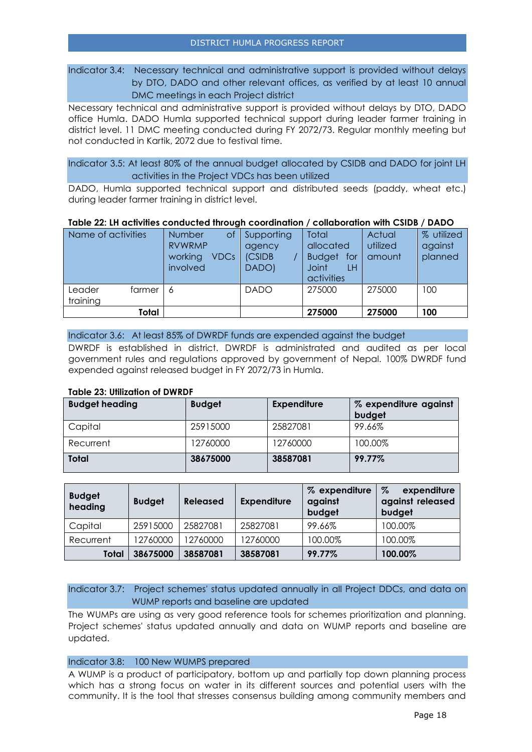Indicator 3.4: Necessary technical and administrative support is provided without delays by DTO, DADO and other relevant offices, as verified by at least 10 annual DMC meetings in each Project district

Necessary technical and administrative support is provided without delays by DTO, DADO office Humla. DADO Humla supported technical support during leader farmer training in district level. 11 DMC meeting conducted during FY 2072/73. Regular monthly meeting but not conducted in Kartik, 2072 due to festival time.

Indicator 3.5: At least 80% of the annual budget allocated by CSIDB and DADO for joint LH activities in the Project VDCs has been utilized

DADO, Humla supported technical support and distributed seeds (paddy, wheat etc.) during leader farmer training in district level.

**Table 22: LH activities conducted through coordination / collaboration with CSIDB / DADO**

| Name of activities | Number of RVWRMP working VDCs involved | Supporting agency (CSIDB / DADO) | Total allocated Budget for Joint LH activities | Actual utilized amount | % utilized against planned |
|---|---|---|---|---|---|
| Leader farmer training | 6 | DADO | 275000 | 275000 | 100 |
| **Total** | | | **275000** | **275000** | **100** |

Indicator 3.6: At least 85% of DWRDF funds are expended against the budget

DWRDF is established in district. DWRDF is administrated and audited as per local government rules and regulations approved by government of Nepal. 100% DWRDF fund expended against released budget in FY 2072/73 in Humla.

**Table 23: Utilization of DWRDF**

| Budget heading | Budget | Expenditure | % expenditure against budget |
|---|---|---|---|
| Capital | 25915000 | 25827081 | 99.66% |
| Recurrent | 12760000 | 12760000 | 100.00% |
| **Total** | **38675000** | **38587081** | **99.77%** |

| Budget heading | Budget | Released | Expenditure | % expenditure against budget | % expenditure against released budget |
|---|---|---|---|---|---|
| Capital | 25915000 | 25827081 | 25827081 | 99.66% | 100.00% |
| Recurrent | 12760000 | 12760000 | 12760000 | 100.00% | 100.00% |
| **Total** | **38675000** | **38587081** | **38587081** | **99.77%** | **100.00%** |

Indicator 3.7: Project schemes' status updated annually in all Project DDCs, and data on WUMP reports and baseline are updated

The WUMPs are using as very good reference tools for schemes prioritization and planning. Project schemes' status updated annually and data on WUMP reports and baseline are updated.

Indicator 3.8: 100 New WUMPS prepared

A WUMP is a product of participatory, bottom up and partially top down planning process which has a strong focus on water in its different sources and potential users with the community. It is the tool that stresses consensus building among community members and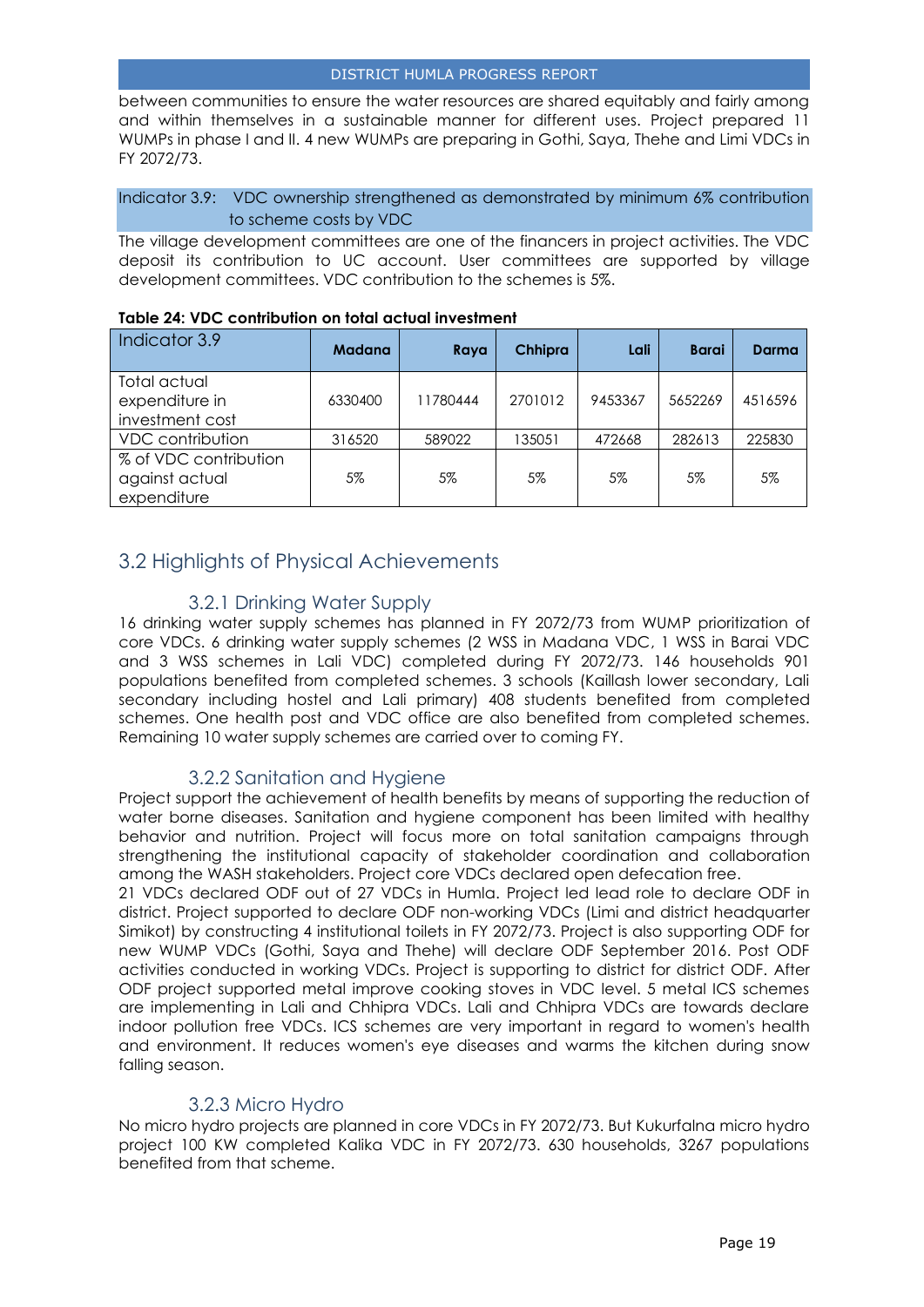between communities to ensure the water resources are shared equitably and fairly among and within themselves in a sustainable manner for different uses. Project prepared 11 WUMPs in phase I and II. 4 new WUMPs are preparing in Gothi, Saya, Thehe and Limi VDCs in FY 2072/73.

#### Indicator 3.9: VDC ownership strengthened as demonstrated by minimum 6% contribution to scheme costs by VDC

The village development committees are one of the financers in project activities. The VDC deposit its contribution to UC account. User committees are supported by village development committees. VDC contribution to the schemes is 5%.

**Table 24: VDC contribution on total actual investment**

| Indicator 3.9 | Madana | Raya | Chhipra | Lali | Barai | Darma |
|---|---|---|---|---|---|---|
| Total actual expenditure in investment cost | 6330400 | 11780444 | 2701012 | 9453367 | 5652269 | 4516596 |
| VDC contribution | 316520 | 589022 | 135051 | 472668 | 282613 | 225830 |
| % of VDC contribution against actual expenditure | 5% | 5% | 5% | 5% | 5% | 5% |

## 3.2 Highlights of Physical Achievements

### 3.2.1 Drinking Water Supply

16 drinking water supply schemes has planned in FY 2072/73 from WUMP prioritization of core VDCs. 6 drinking water supply schemes (2 WSS in Madana VDC, 1 WSS in Barai VDC and 3 WSS schemes in Lali VDC) completed during FY 2072/73. 146 households 901 populations benefited from completed schemes. 3 schools (Kaillash lower secondary, Lali secondary including hostel and Lali primary) 408 students benefited from completed schemes. One health post and VDC office are also benefited from completed schemes. Remaining 10 water supply schemes are carried over to coming FY.

### 3.2.2 Sanitation and Hygiene

Project support the achievement of health benefits by means of supporting the reduction of water borne diseases. Sanitation and hygiene component has been limited with healthy behavior and nutrition. Project will focus more on total sanitation campaigns through strengthening the institutional capacity of stakeholder coordination and collaboration among the WASH stakeholders. Project core VDCs declared open defecation free.

21 VDCs declared ODF out of 27 VDCs in Humla. Project led lead role to declare ODF in district. Project supported to declare ODF non-working VDCs (Limi and district headquarter Simikot) by constructing 4 institutional toilets in FY 2072/73. Project is also supporting ODF for new WUMP VDCs (Gothi, Saya and Thehe) will declare ODF September 2016. Post ODF activities conducted in working VDCs. Project is supporting to district for district ODF. After ODF project supported metal improve cooking stoves in VDC level. 5 metal ICS schemes are implementing in Lali and Chhipra VDCs. Lali and Chhipra VDCs are towards declare indoor pollution free VDCs. ICS schemes are very important in regard to women's health and environment. It reduces women's eye diseases and warms the kitchen during snow falling season.

### 3.2.3 Micro Hydro

No micro hydro projects are planned in core VDCs in FY 2072/73. But Kukurfalna micro hydro project 100 KW completed Kalika VDC in FY 2072/73. 630 households, 3267 populations benefited from that scheme.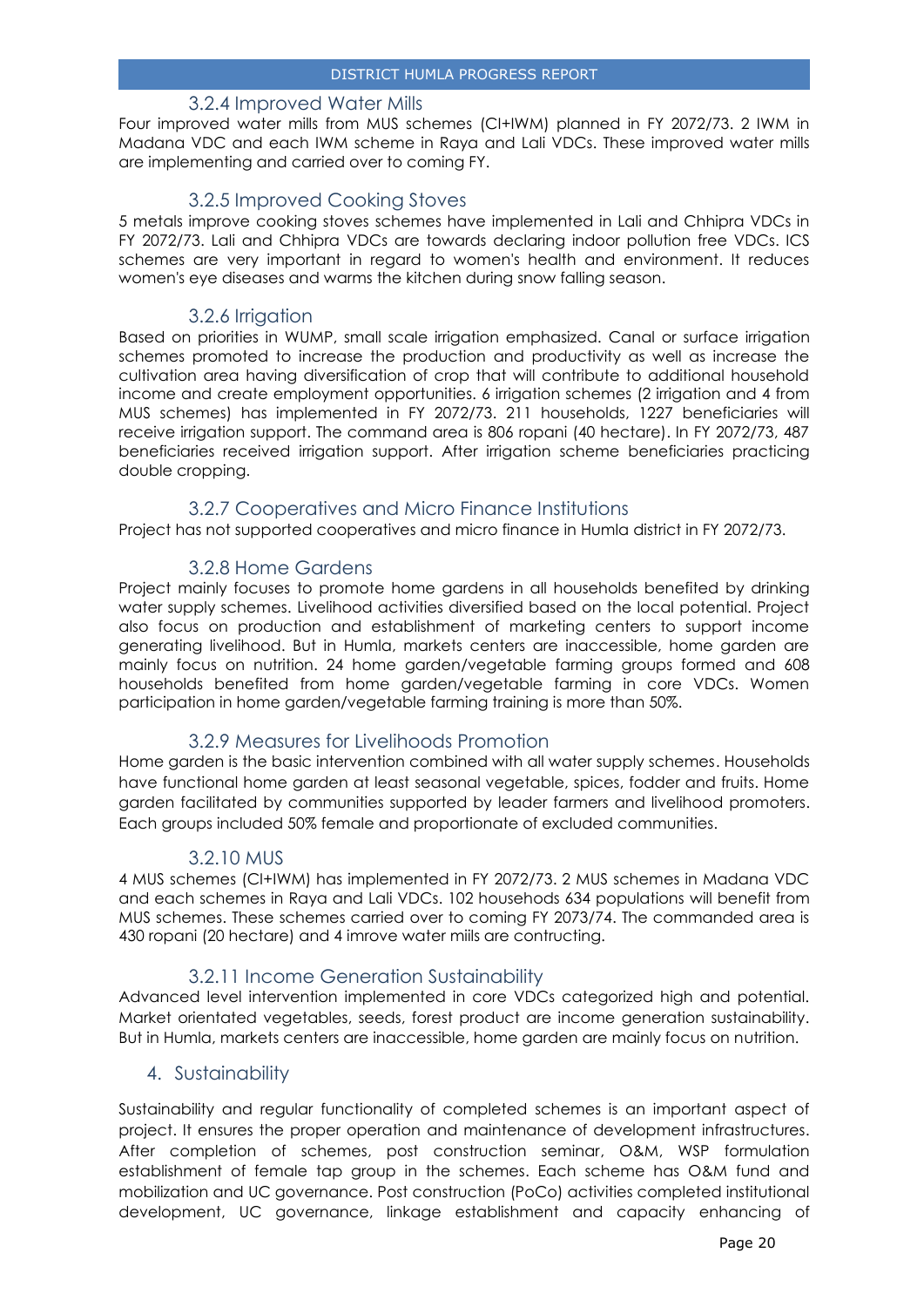### 3.2.4 Improved Water Mills

Four improved water mills from MUS schemes (CI+IWM) planned in FY 2072/73. 2 IWM in Madana VDC and each IWM scheme in Raya and Lali VDCs. These improved water mills are implementing and carried over to coming FY.

### 3.2.5 Improved Cooking Stoves

5 metals improve cooking stoves schemes have implemented in Lali and Chhipra VDCs in FY 2072/73. Lali and Chhipra VDCs are towards declaring indoor pollution free VDCs. ICS schemes are very important in regard to women's health and environment. It reduces women's eye diseases and warms the kitchen during snow falling season.

### 3.2.6 Irrigation

Based on priorities in WUMP, small scale irrigation emphasized. Canal or surface irrigation schemes promoted to increase the production and productivity as well as increase the cultivation area having diversification of crop that will contribute to additional household income and create employment opportunities. 6 irrigation schemes (2 irrigation and 4 from MUS schemes) has implemented in FY 2072/73. 211 households, 1227 beneficiaries will receive irrigation support. The command area is 806 ropani (40 hectare). In FY 2072/73, 487 beneficiaries received irrigation support. After irrigation scheme beneficiaries practicing double cropping.

### 3.2.7 Cooperatives and Micro Finance Institutions

Project has not supported cooperatives and micro finance in Humla district in FY 2072/73.

### 3.2.8 Home Gardens

Project mainly focuses to promote home gardens in all households benefited by drinking water supply schemes. Livelihood activities diversified based on the local potential. Project also focus on production and establishment of marketing centers to support income generating livelihood. But in Humla, markets centers are inaccessible, home garden are mainly focus on nutrition. 24 home garden/vegetable farming groups formed and 608 households benefited from home garden/vegetable farming in core VDCs. Women participation in home garden/vegetable farming training is more than 50%.

### 3.2.9 Measures for Livelihoods Promotion

Home garden is the basic intervention combined with all water supply schemes. Households have functional home garden at least seasonal vegetable, spices, fodder and fruits. Home garden facilitated by communities supported by leader farmers and livelihood promoters. Each groups included 50% female and proportionate of excluded communities.

### 3.2.10 MUS

4 MUS schemes (CI+IWM) has implemented in FY 2072/73. 2 MUS schemes in Madana VDC and each schemes in Raya and Lali VDCs. 102 households 634 populations will benefit from MUS schemes. These schemes carried over to coming FY 2073/74. The commanded area is 430 ropani (20 hectare) and 4 imrove water miils are contructing.

### 3.2.11 Income Generation Sustainability

Advanced level intervention implemented in core VDCs categorized high and potential. Market orientated vegetables, seeds, forest product are income generation sustainability. But in Humla, markets centers are inaccessible, home garden are mainly focus on nutrition.

## 4. Sustainability

Sustainability and regular functionality of completed schemes is an important aspect of project. It ensures the proper operation and maintenance of development infrastructures. After completion of schemes, post construction seminar, O&M, WSP formulation establishment of female tap group in the schemes. Each scheme has O&M fund and mobilization and UC governance. Post construction (PoCo) activities completed institutional development, UC governance, linkage establishment and capacity enhancing of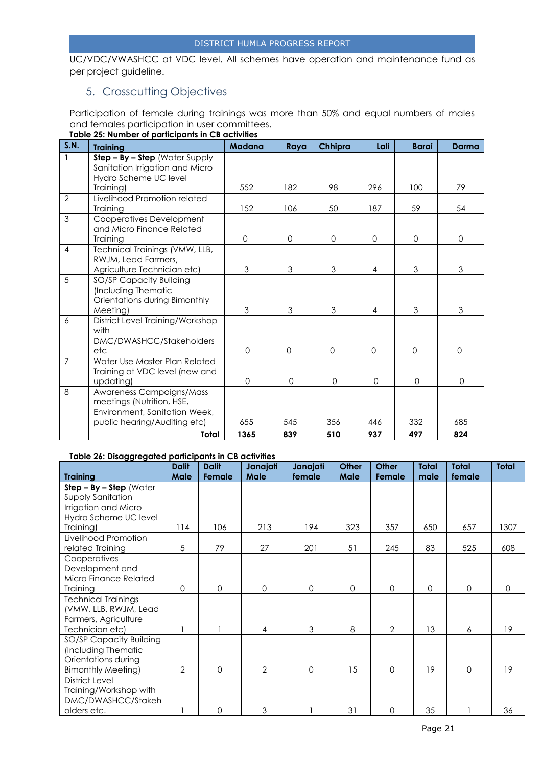UC/VDC/VWASHCC at VDC level. All schemes have operation and maintenance fund as per project guideline.

## 5. Crosscutting Objectives

Participation of female during trainings was more than 50% and equal numbers of males and females participation in user committees.

**Table 25: Number of participants in CB activities**

| S.N. | Training | Madana | Raya | Chhipra | Lali | Barai | Darma |
|---|---|---|---|---|---|---|---|
| 1 | **Step – By – Step** (Water Supply Sanitation Irrigation and Micro Hydro Scheme UC level Training) | 552 | 182 | 98 | 296 | 100 | 79 |
| 2 | Livelihood Promotion related Training | 152 | 106 | 50 | 187 | 59 | 54 |
| 3 | Cooperatives Development and Micro Finance Related Training | 0 | 0 | 0 | 0 | 0 | 0 |
| 4 | Technical Trainings (VMW, LLB, RWJM, Lead Farmers, Agriculture Technician etc) | 3 | 3 | 3 | 4 | 3 | 3 |
| 5 | SO/SP Capacity Building (Including Thematic Orientations during Bimonthly Meeting) | 3 | 3 | 3 | 4 | 3 | 3 |
| 6 | District Level Training/Workshop with DMC/DWASHCC/Stakeholders etc | 0 | 0 | 0 | 0 | 0 | 0 |
| 7 | Water Use Master Plan Related Training at VDC level (new and updating) | 0 | 0 | 0 | 0 | 0 | 0 |
| 8 | Awareness Campaigns/Mass meetings (Nutrition, HSE, Environment, Sanitation Week, public hearing/Auditing etc) | 655 | 545 | 356 | 446 | 332 | 685 |
| | **Total** | **1365** | **839** | **510** | **937** | **497** | **824** |

**Table 26: Disaggregated participants in CB activities**

| Training | Dalit Male | Dalit Female | Janajati Male | Janajati female | Other Male | Other Female | Total male | Total female | Total |
|---|---|---|---|---|---|---|---|---|---|
| **Step – By – Step** (Water Supply Sanitation Irrigation and Micro Hydro Scheme UC level Training) | 114 | 106 | 213 | 194 | 323 | 357 | 650 | 657 | 1307 |
| Livelihood Promotion related Training | 5 | 79 | 27 | 201 | 51 | 245 | 83 | 525 | 608 |
| Cooperatives Development and Micro Finance Related Training | 0 | 0 | 0 | 0 | 0 | 0 | 0 | 0 | 0 |
| Technical Trainings (VMW, LLB, RWJM, Lead Farmers, Agriculture Technician etc) | 1 | 1 | 4 | 3 | 8 | 2 | 13 | 6 | 19 |
| SO/SP Capacity Building (Including Thematic Orientations during Bimonthly Meeting) | 2 | 0 | 2 | 0 | 15 | 0 | 19 | 0 | 19 |
| District Level Training/Workshop with DMC/DWASHCC/Stakeholders etc. | 1 | 0 | 3 | 1 | 31 | 0 | 35 | 1 | 36 |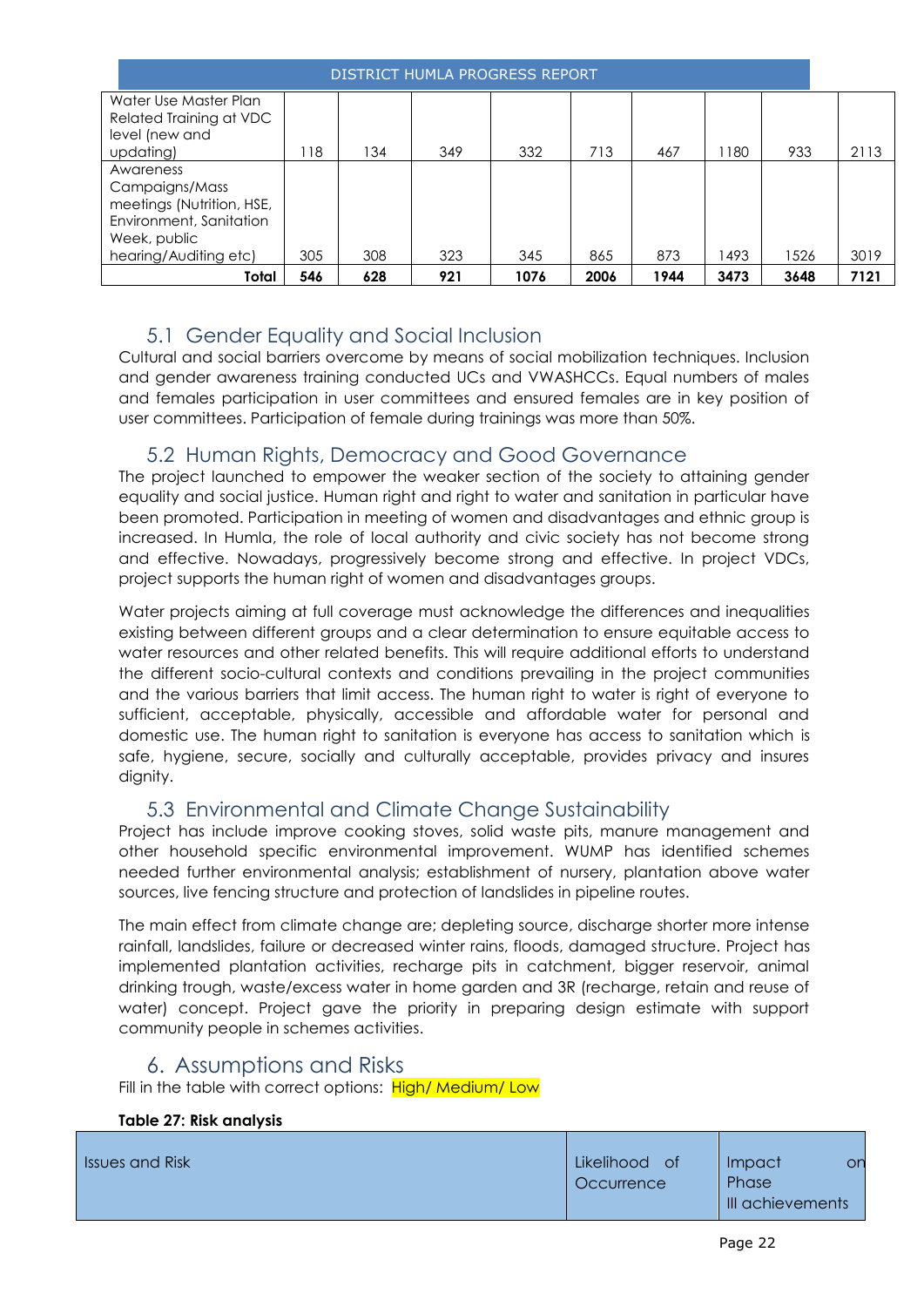| | | | | | | | | | |
|---|---|---|---|---|---|---|---|---|---|
| Water Use Master Plan Related Training at VDC level (new and updating) | 118 | 134 | 349 | 332 | 713 | 467 | 1180 | 933 | 2113 |
| Awareness Campaigns/Mass meetings (Nutrition, HSE, Environment, Sanitation Week, public hearing/Auditing etc) | 305 | 308 | 323 | 345 | 865 | 873 | 1493 | 1526 | 3019 |
| **Total** | **546** | **628** | **921** | **1076** | **2006** | **1944** | **3473** | **3648** | **7121** |

## 5.1 Gender Equality and Social Inclusion

Cultural and social barriers overcome by means of social mobilization techniques. Inclusion and gender awareness training conducted UCs and VWASHCCs. Equal numbers of males and females participation in user committees and ensured females are in key position of user committees. Participation of female during trainings was more than 50%.

## 5.2 Human Rights, Democracy and Good Governance

The project launched to empower the weaker section of the society to attaining gender equality and social justice. Human right and right to water and sanitation in particular have been promoted. Participation in meeting of women and disadvantages and ethnic group is increased. In Humla, the role of local authority and civic society has not become strong and effective. Nowadays, progressively become strong and effective. In project VDCs, project supports the human right of women and disadvantages groups.

Water projects aiming at full coverage must acknowledge the differences and inequalities existing between different groups and a clear determination to ensure equitable access to water resources and other related benefits. This will require additional efforts to understand the different socio-cultural contexts and conditions prevailing in the project communities and the various barriers that limit access. The human right to water is right of everyone to sufficient, acceptable, physically, accessible and affordable water for personal and domestic use. The human right to sanitation is everyone has access to sanitation which is safe, hygiene, secure, socially and culturally acceptable, provides privacy and insures dignity.

## 5.3 Environmental and Climate Change Sustainability

Project has include improve cooking stoves, solid waste pits, manure management and other household specific environmental improvement. WUMP has identified schemes needed further environmental analysis; establishment of nursery, plantation above water sources, live fencing structure and protection of landslides in pipeline routes.

The main effect from climate change are; depleting source, discharge shorter more intense rainfall, landslides, failure or decreased winter rains, floods, damaged structure. Project has implemented plantation activities, recharge pits in catchment, bigger reservoir, animal drinking trough, waste/excess water in home garden and 3R (recharge, retain and reuse of water) concept. Project gave the priority in preparing design estimate with support community people in schemes activities.

# 6. Assumptions and Risks

Fill in the table with correct options: High/ Medium/ Low

**Table 27: Risk analysis**

| Issues and Risk | Likelihood of Occurrence | Impact on Phase III achievements |
|---|---|---|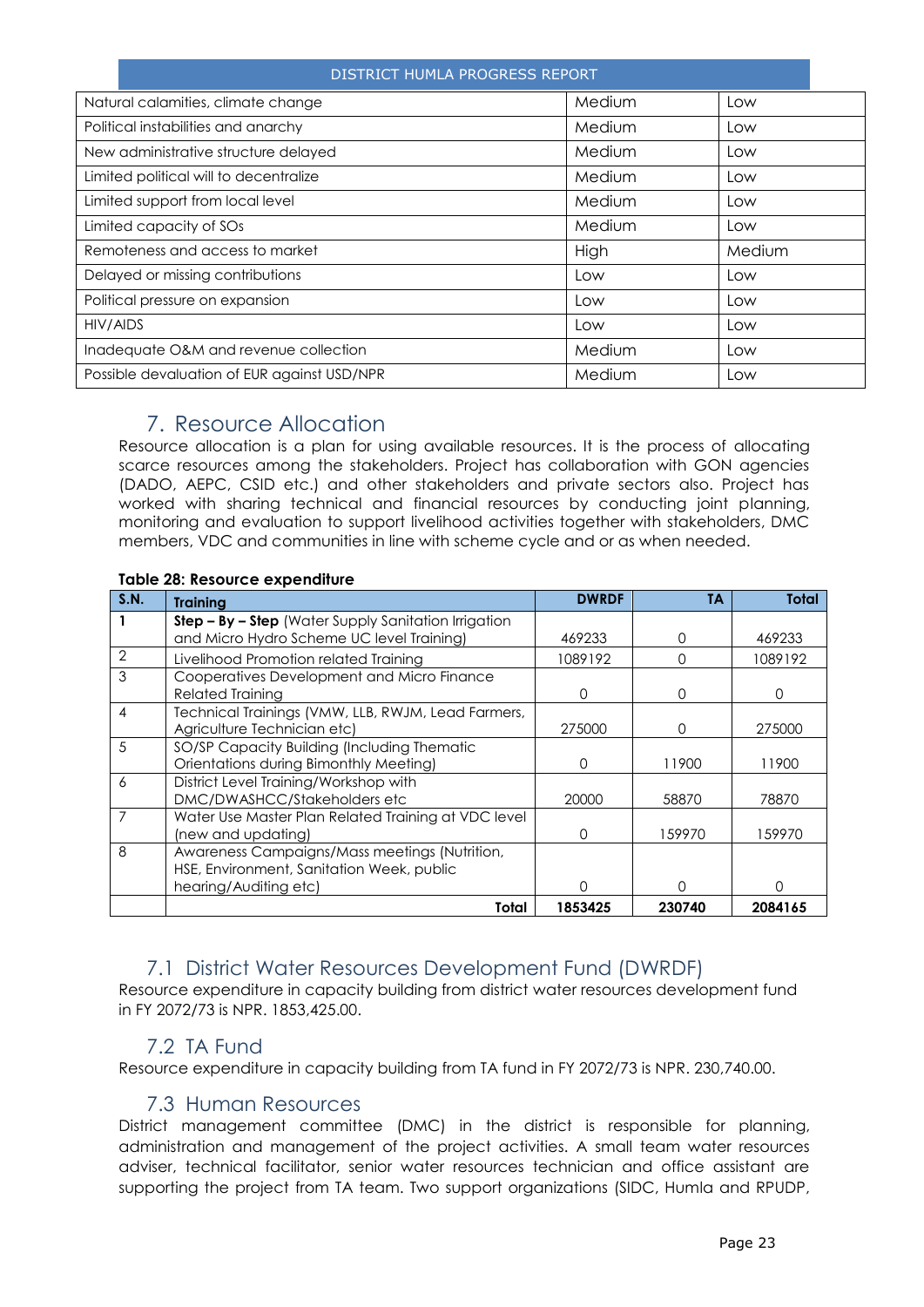| | | |
|---|---|---|
| Natural calamities, climate change | Medium | Low |
| Political instabilities and anarchy | Medium | Low |
| New administrative structure delayed | Medium | Low |
| Limited political will to decentralize | Medium | Low |
| Limited support from local level | Medium | Low |
| Limited capacity of SOs | Medium | Low |
| Remoteness and access to market | High | Medium |
| Delayed or missing contributions | Low | Low |
| Political pressure on expansion | Low | Low |
| HIV/AIDS | Low | Low |
| Inadequate O&M and revenue collection | Medium | Low |
| Possible devaluation of EUR against USD/NPR | Medium | Low |

## 7. Resource Allocation

Resource allocation is a plan for using available resources. It is the process of allocating scarce resources among the stakeholders. Project has collaboration with GON agencies (DADO, AEPC, CSID etc.) and other stakeholders and private sectors also. Project has worked with sharing technical and financial resources by conducting joint planning, monitoring and evaluation to support livelihood activities together with stakeholders, DMC members, VDC and communities in line with scheme cycle and or as when needed.

**Table 28: Resource expenditure**

| S.N. | Training | DWRDF | TA | Total |
|---|---|---|---|---|
| 1 | **Step – By – Step** (Water Supply Sanitation Irrigation and Micro Hydro Scheme UC level Training) | 469233 | 0 | 469233 |
| 2 | Livelihood Promotion related Training | 1089192 | 0 | 1089192 |
| 3 | Cooperatives Development and Micro Finance Related Training | 0 | 0 | 0 |
| 4 | Technical Trainings (VMW, LLB, RWJM, Lead Farmers, Agriculture Technician etc) | 275000 | 0 | 275000 |
| 5 | SO/SP Capacity Building (Including Thematic Orientations during Bimonthly Meeting) | 0 | 11900 | 11900 |
| 6 | District Level Training/Workshop with DMC/DWASHCC/Stakeholders etc | 20000 | 58870 | 78870 |
| 7 | Water Use Master Plan Related Training at VDC level (new and updating) | 0 | 159970 | 159970 |
| 8 | Awareness Campaigns/Mass meetings (Nutrition, HSE, Environment, Sanitation Week, public hearing/Auditing etc) | 0 | 0 | 0 |
| | **Total** | **1853425** | **230740** | **2084165** |

### 7.1 District Water Resources Development Fund (DWRDF)

Resource expenditure in capacity building from district water resources development fund in FY 2072/73 is NPR. 1853,425.00.

### 7.2 TA Fund

Resource expenditure in capacity building from TA fund in FY 2072/73 is NPR. 230,740.00.

### 7.3 Human Resources

District management committee (DMC) in the district is responsible for planning, administration and management of the project activities. A small team water resources adviser, technical facilitator, senior water resources technician and office assistant are supporting the project from TA team. Two support organizations (SIDC, Humla and RPUDP,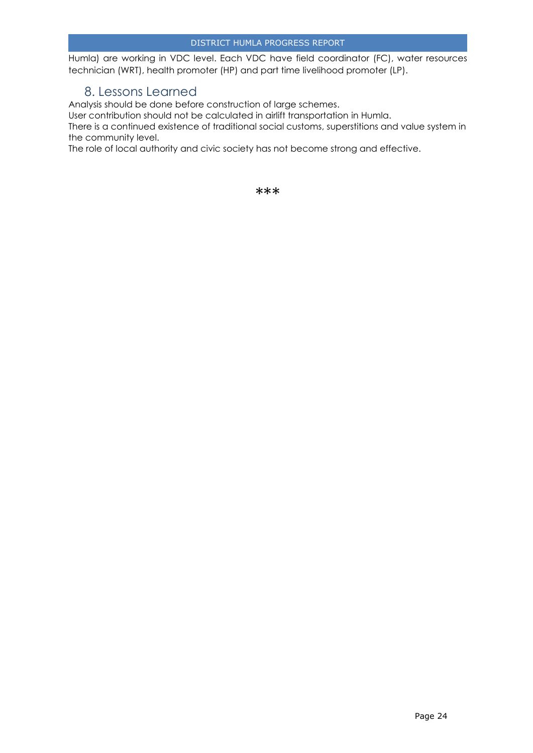Humla) are working in VDC level. Each VDC have field coordinator (FC), water resources technician (WRT), health promoter (HP) and part time livelihood promoter (LP).

## 8. Lessons Learned

Analysis should be done before construction of large schemes.

User contribution should not be calculated in airlift transportation in Humla.

There is a continued existence of traditional social customs, superstitions and value system in the community level.

The role of local authority and civic society has not become strong and effective.

***